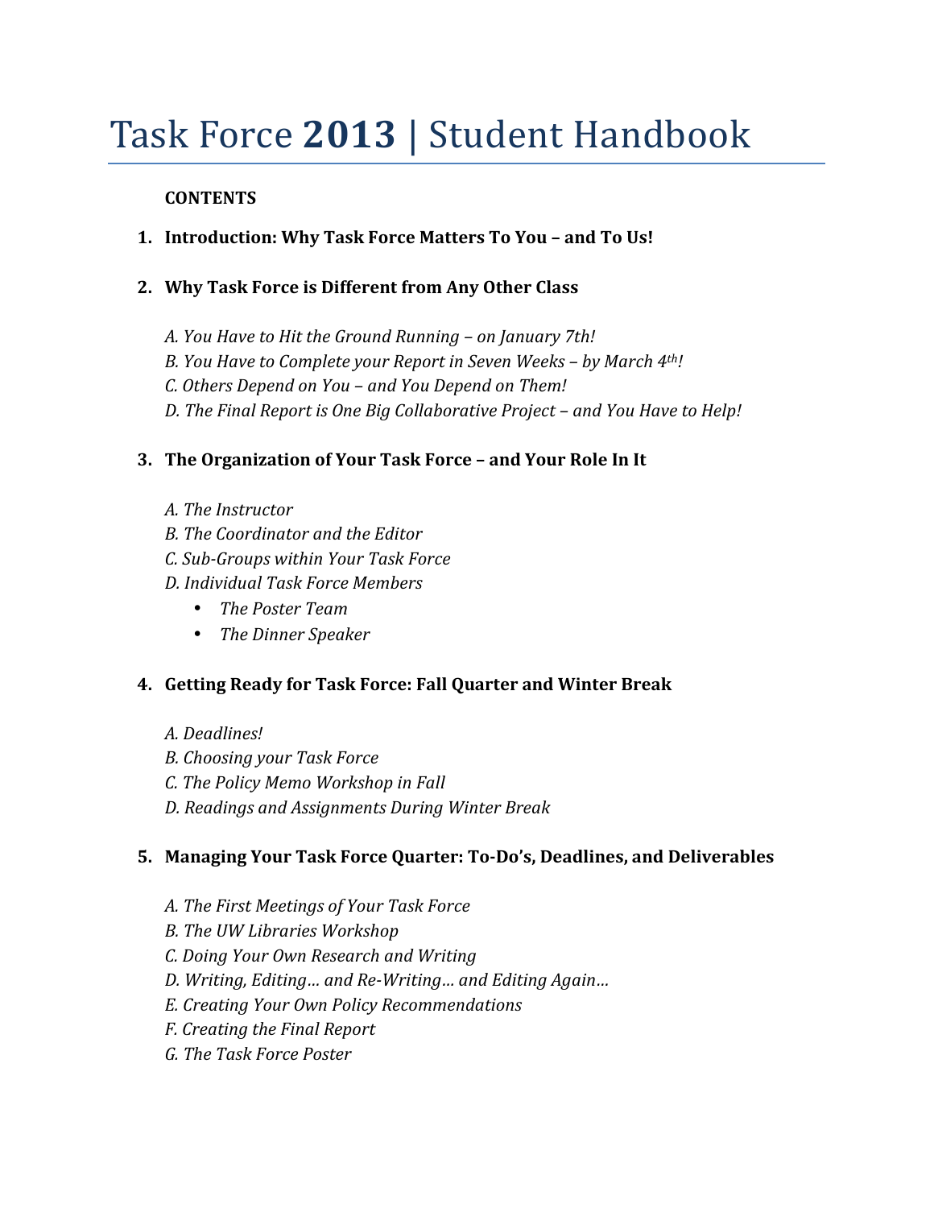# Task Force **2013** | Student Handbook

**CONTENTS**

1. **Introduction: Why Task Force Matters To You – and To Us!**

2. **Why Task Force is Different from Any Other Class**

   *A. You Have to Hit the Ground Running – on January 7th!*
   *B. You Have to Complete your Report in Seven Weeks – by March 4th!*
   *C. Others Depend on You – and You Depend on Them!*
   *D. The Final Report is One Big Collaborative Project – and You Have to Help!*

3. **The Organization of Your Task Force – and Your Role In It**

   *A. The Instructor*
   *B. The Coordinator and the Editor*
   *C. Sub-Groups within Your Task Force*
   *D. Individual Task Force Members*
   - *The Poster Team*
   - *The Dinner Speaker*

4. **Getting Ready for Task Force: Fall Quarter and Winter Break**

   *A. Deadlines!*
   *B. Choosing your Task Force*
   *C. The Policy Memo Workshop in Fall*
   *D. Readings and Assignments During Winter Break*

5. **Managing Your Task Force Quarter: To-Do's, Deadlines, and Deliverables**

   *A. The First Meetings of Your Task Force*
   *B. The UW Libraries Workshop*
   *C. Doing Your Own Research and Writing*
   *D. Writing, Editing… and Re-Writing… and Editing Again…*
   *E. Creating Your Own Policy Recommendations*
   *F. Creating the Final Report*
   *G. The Task Force Poster*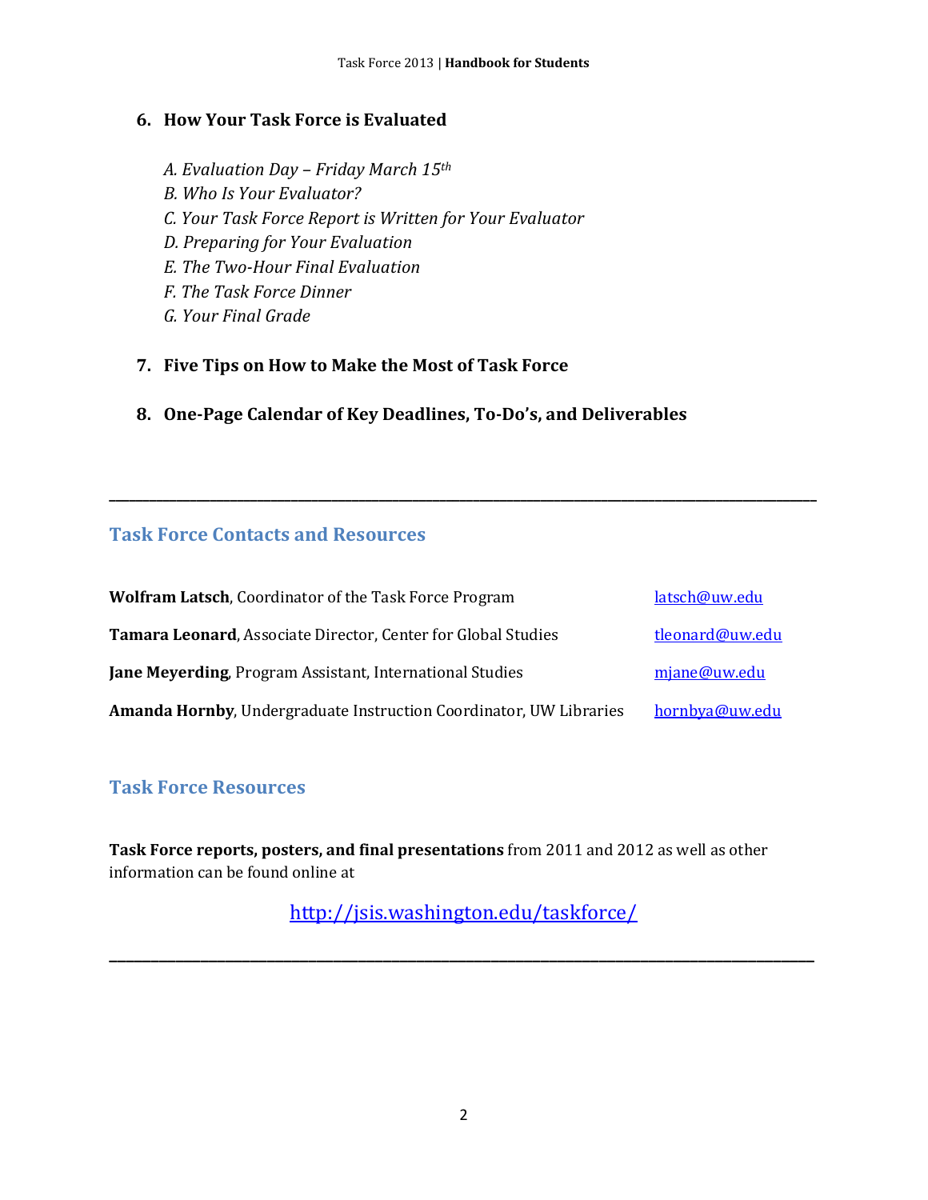6. **How Your Task Force is Evaluated**

    *A. Evaluation Day – Friday March 15th*
    *B. Who Is Your Evaluator?*
    *C. Your Task Force Report is Written for Your Evaluator*
    *D. Preparing for Your Evaluation*
    *E. The Two-Hour Final Evaluation*
    *F. The Task Force Dinner*
    *G. Your Final Grade*

7. **Five Tips on How to Make the Most of Task Force**

8. **One-Page Calendar of Key Deadlines, To-Do's, and Deliverables**

---

## Task Force Contacts and Resources

**Wolfram Latsch**, Coordinator of the Task Force Program — latsch@uw.edu

**Tamara Leonard**, Associate Director, Center for Global Studies — tleonard@uw.edu

**Jane Meyerding**, Program Assistant, International Studies — mjane@uw.edu

**Amanda Hornby**, Undergraduate Instruction Coordinator, UW Libraries — hornbya@uw.edu

## Task Force Resources

**Task Force reports, posters, and final presentations** from 2011 and 2012 as well as other information can be found online at

http://jsis.washington.edu/taskforce/

---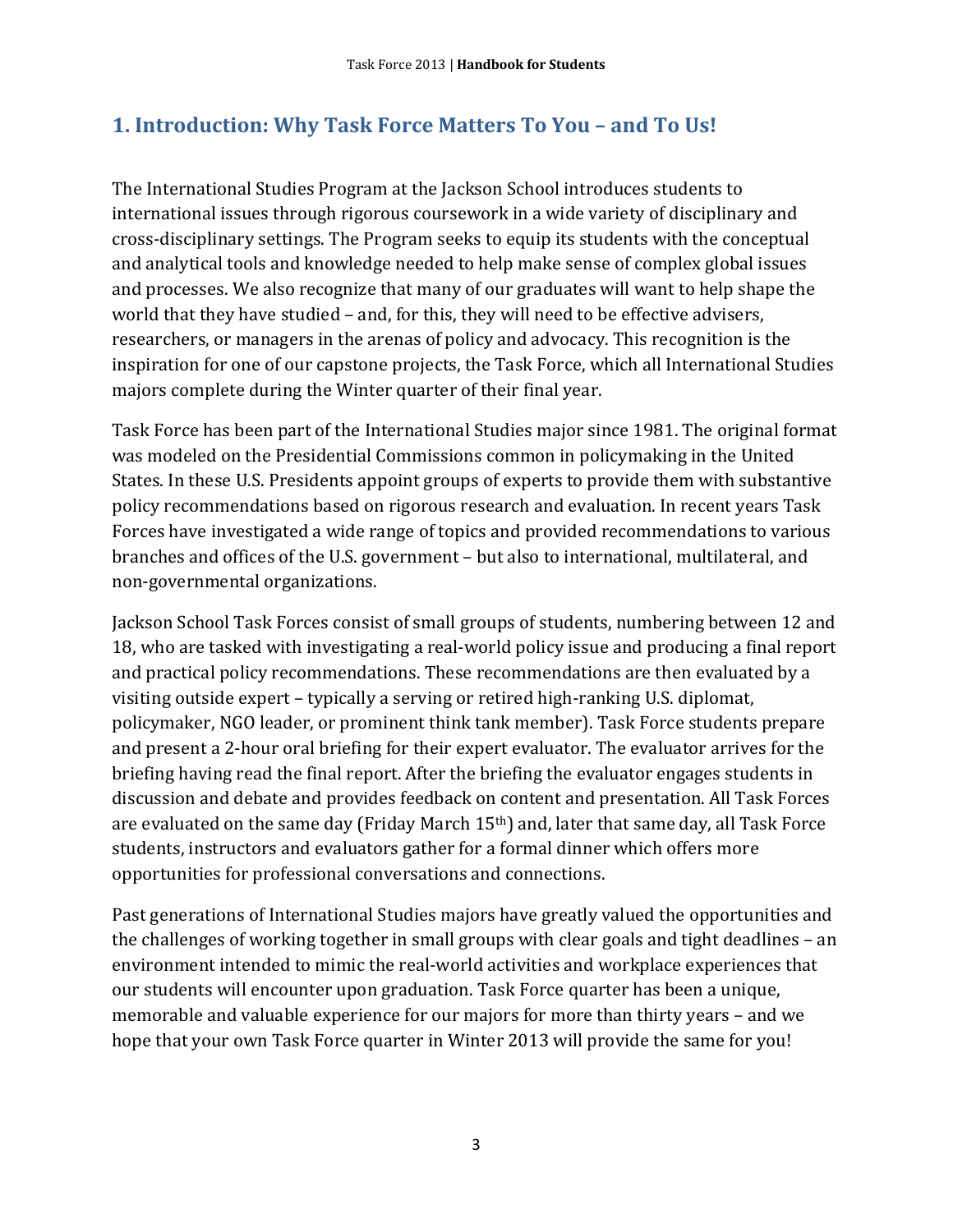## 1. Introduction: Why Task Force Matters To You – and To Us!

The International Studies Program at the Jackson School introduces students to international issues through rigorous coursework in a wide variety of disciplinary and cross-disciplinary settings. The Program seeks to equip its students with the conceptual and analytical tools and knowledge needed to help make sense of complex global issues and processes. We also recognize that many of our graduates will want to help shape the world that they have studied – and, for this, they will need to be effective advisers, researchers, or managers in the arenas of policy and advocacy. This recognition is the inspiration for one of our capstone projects, the Task Force, which all International Studies majors complete during the Winter quarter of their final year.

Task Force has been part of the International Studies major since 1981. The original format was modeled on the Presidential Commissions common in policymaking in the United States. In these U.S. Presidents appoint groups of experts to provide them with substantive policy recommendations based on rigorous research and evaluation. In recent years Task Forces have investigated a wide range of topics and provided recommendations to various branches and offices of the U.S. government – but also to international, multilateral, and non-governmental organizations.

Jackson School Task Forces consist of small groups of students, numbering between 12 and 18, who are tasked with investigating a real-world policy issue and producing a final report and practical policy recommendations. These recommendations are then evaluated by a visiting outside expert – typically a serving or retired high-ranking U.S. diplomat, policymaker, NGO leader, or prominent think tank member). Task Force students prepare and present a 2-hour oral briefing for their expert evaluator. The evaluator arrives for the briefing having read the final report. After the briefing the evaluator engages students in discussion and debate and provides feedback on content and presentation. All Task Forces are evaluated on the same day (Friday March 15th) and, later that same day, all Task Force students, instructors and evaluators gather for a formal dinner which offers more opportunities for professional conversations and connections.

Past generations of International Studies majors have greatly valued the opportunities and the challenges of working together in small groups with clear goals and tight deadlines – an environment intended to mimic the real-world activities and workplace experiences that our students will encounter upon graduation. Task Force quarter has been a unique, memorable and valuable experience for our majors for more than thirty years – and we hope that your own Task Force quarter in Winter 2013 will provide the same for you!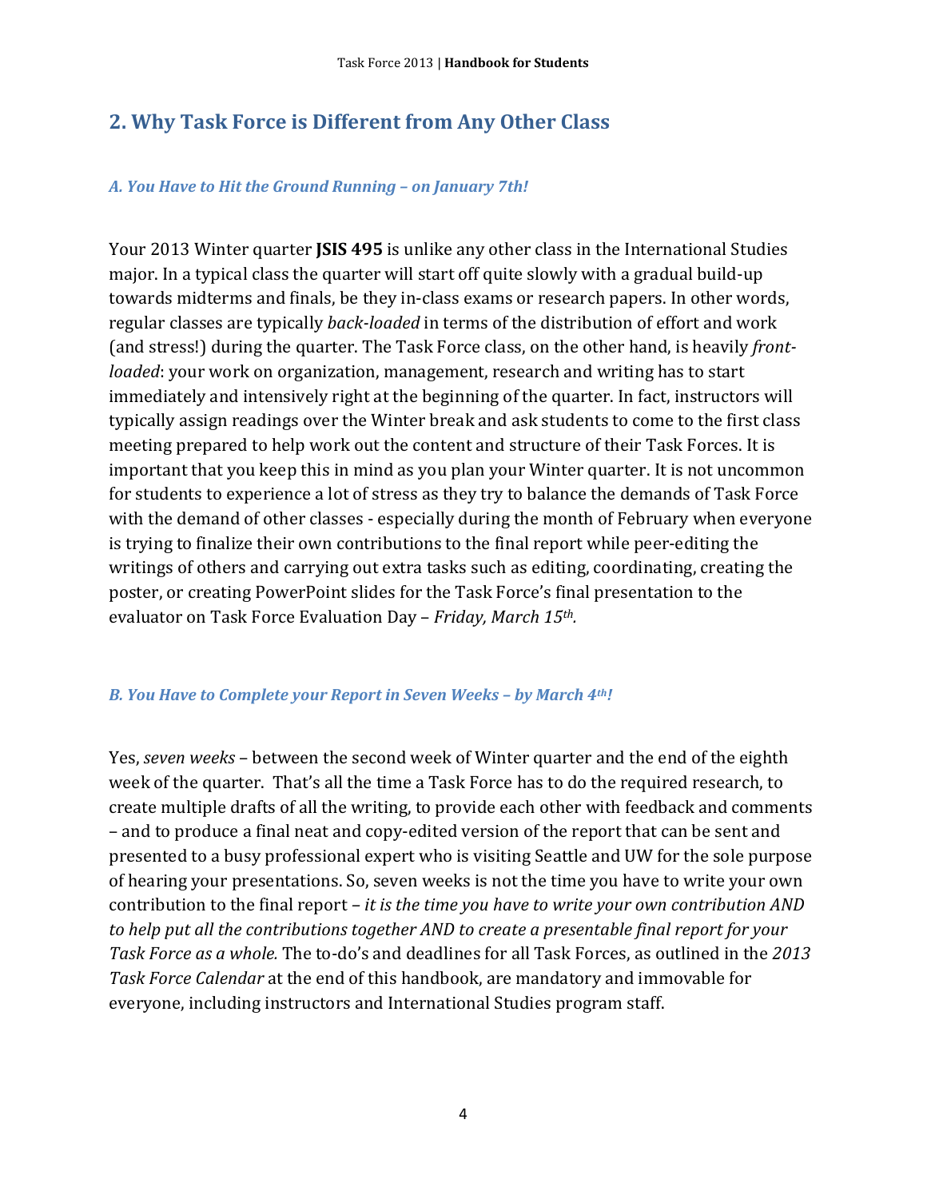## 2. Why Task Force is Different from Any Other Class

### *A. You Have to Hit the Ground Running – on January 7th!*

Your 2013 Winter quarter **JSIS 495** is unlike any other class in the International Studies major. In a typical class the quarter will start off quite slowly with a gradual build-up towards midterms and finals, be they in-class exams or research papers. In other words, regular classes are typically *back-loaded* in terms of the distribution of effort and work (and stress!) during the quarter. The Task Force class, on the other hand, is heavily *front-loaded*: your work on organization, management, research and writing has to start immediately and intensively right at the beginning of the quarter. In fact, instructors will typically assign readings over the Winter break and ask students to come to the first class meeting prepared to help work out the content and structure of their Task Forces. It is important that you keep this in mind as you plan your Winter quarter. It is not uncommon for students to experience a lot of stress as they try to balance the demands of Task Force with the demand of other classes - especially during the month of February when everyone is trying to finalize their own contributions to the final report while peer-editing the writings of others and carrying out extra tasks such as editing, coordinating, creating the poster, or creating PowerPoint slides for the Task Force's final presentation to the evaluator on Task Force Evaluation Day – *Friday, March 15th.*

### *B. You Have to Complete your Report in Seven Weeks – by March 4th!*

Yes, *seven weeks* – between the second week of Winter quarter and the end of the eighth week of the quarter. That's all the time a Task Force has to do the required research, to create multiple drafts of all the writing, to provide each other with feedback and comments – and to produce a final neat and copy-edited version of the report that can be sent and presented to a busy professional expert who is visiting Seattle and UW for the sole purpose of hearing your presentations. So, seven weeks is not the time you have to write your own contribution to the final report – *it is the time you have to write your own contribution AND to help put all the contributions together AND to create a presentable final report for your Task Force as a whole.* The to-do's and deadlines for all Task Forces, as outlined in the *2013 Task Force Calendar* at the end of this handbook, are mandatory and immovable for everyone, including instructors and International Studies program staff.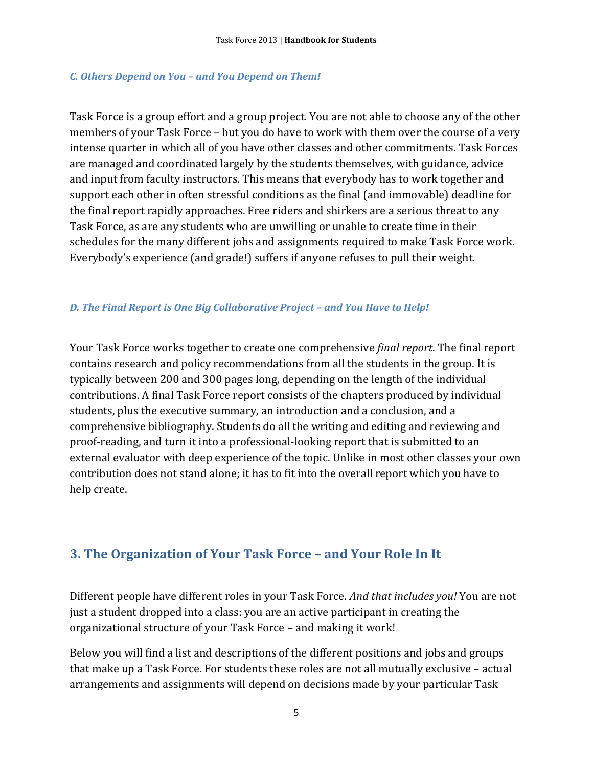### *C. Others Depend on You – and You Depend on Them!*

Task Force is a group effort and a group project. You are not able to choose any of the other members of your Task Force – but you do have to work with them over the course of a very intense quarter in which all of you have other classes and other commitments. Task Forces are managed and coordinated largely by the students themselves, with guidance, advice and input from faculty instructors. This means that everybody has to work together and support each other in often stressful conditions as the final (and immovable) deadline for the final report rapidly approaches. Free riders and shirkers are a serious threat to any Task Force, as are any students who are unwilling or unable to create time in their schedules for the many different jobs and assignments required to make Task Force work. Everybody's experience (and grade!) suffers if anyone refuses to pull their weight.

### *D. The Final Report is One Big Collaborative Project – and You Have to Help!*

Your Task Force works together to create one comprehensive *final report*. The final report contains research and policy recommendations from all the students in the group. It is typically between 200 and 300 pages long, depending on the length of the individual contributions. A final Task Force report consists of the chapters produced by individual students, plus the executive summary, an introduction and a conclusion, and a comprehensive bibliography. Students do all the writing and editing and reviewing and proof-reading, and turn it into a professional-looking report that is submitted to an external evaluator with deep experience of the topic. Unlike in most other classes your own contribution does not stand alone; it has to fit into the overall report which you have to help create.

## 3. The Organization of Your Task Force – and Your Role In It

Different people have different roles in your Task Force. *And that includes you!* You are not just a student dropped into a class: you are an active participant in creating the organizational structure of your Task Force – and making it work!

Below you will find a list and descriptions of the different positions and jobs and groups that make up a Task Force. For students these roles are not all mutually exclusive – actual arrangements and assignments will depend on decisions made by your particular Task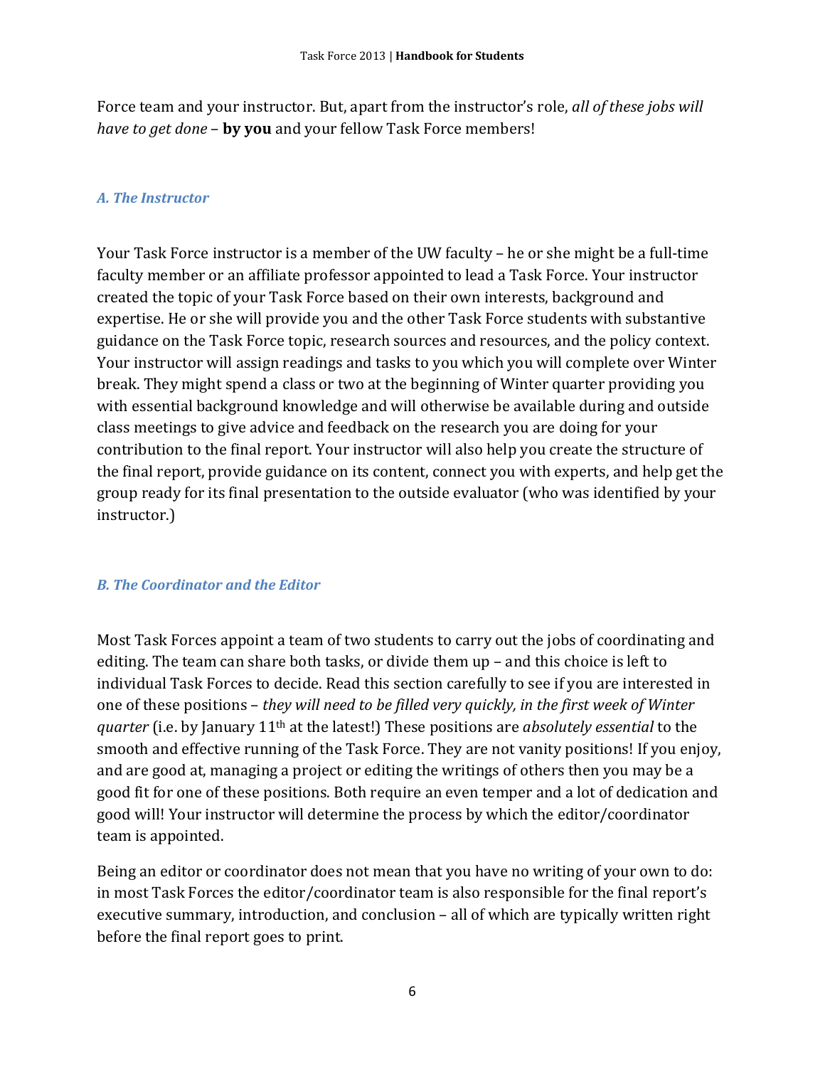Force team and your instructor. But, apart from the instructor's role, *all of these jobs will have to get done* – **by you** and your fellow Task Force members!

### *A. The Instructor*

Your Task Force instructor is a member of the UW faculty – he or she might be a full-time faculty member or an affiliate professor appointed to lead a Task Force. Your instructor created the topic of your Task Force based on their own interests, background and expertise. He or she will provide you and the other Task Force students with substantive guidance on the Task Force topic, research sources and resources, and the policy context. Your instructor will assign readings and tasks to you which you will complete over Winter break. They might spend a class or two at the beginning of Winter quarter providing you with essential background knowledge and will otherwise be available during and outside class meetings to give advice and feedback on the research you are doing for your contribution to the final report. Your instructor will also help you create the structure of the final report, provide guidance on its content, connect you with experts, and help get the group ready for its final presentation to the outside evaluator (who was identified by your instructor.)

### *B. The Coordinator and the Editor*

Most Task Forces appoint a team of two students to carry out the jobs of coordinating and editing. The team can share both tasks, or divide them up – and this choice is left to individual Task Forces to decide. Read this section carefully to see if you are interested in one of these positions – *they will need to be filled very quickly, in the first week of Winter quarter* (i.e. by January 11th at the latest!) These positions are *absolutely essential* to the smooth and effective running of the Task Force. They are not vanity positions! If you enjoy, and are good at, managing a project or editing the writings of others then you may be a good fit for one of these positions. Both require an even temper and a lot of dedication and good will! Your instructor will determine the process by which the editor/coordinator team is appointed.

Being an editor or coordinator does not mean that you have no writing of your own to do: in most Task Forces the editor/coordinator team is also responsible for the final report's executive summary, introduction, and conclusion – all of which are typically written right before the final report goes to print.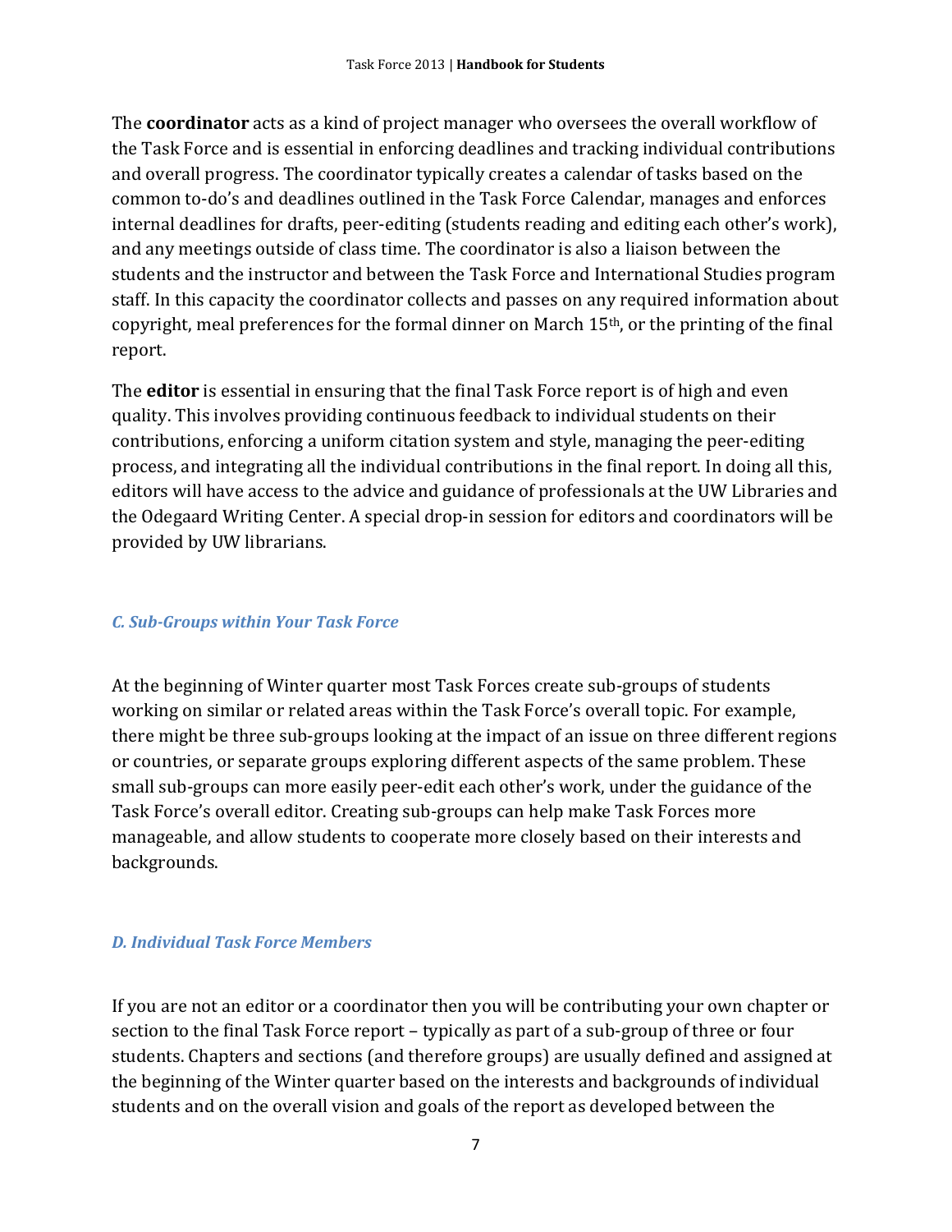The **coordinator** acts as a kind of project manager who oversees the overall workflow of the Task Force and is essential in enforcing deadlines and tracking individual contributions and overall progress. The coordinator typically creates a calendar of tasks based on the common to-do's and deadlines outlined in the Task Force Calendar, manages and enforces internal deadlines for drafts, peer-editing (students reading and editing each other's work), and any meetings outside of class time. The coordinator is also a liaison between the students and the instructor and between the Task Force and International Studies program staff. In this capacity the coordinator collects and passes on any required information about copyright, meal preferences for the formal dinner on March 15th, or the printing of the final report.

The **editor** is essential in ensuring that the final Task Force report is of high and even quality. This involves providing continuous feedback to individual students on their contributions, enforcing a uniform citation system and style, managing the peer-editing process, and integrating all the individual contributions in the final report. In doing all this, editors will have access to the advice and guidance of professionals at the UW Libraries and the Odegaard Writing Center. A special drop-in session for editors and coordinators will be provided by UW librarians.

### *C. Sub-Groups within Your Task Force*

At the beginning of Winter quarter most Task Forces create sub-groups of students working on similar or related areas within the Task Force's overall topic. For example, there might be three sub-groups looking at the impact of an issue on three different regions or countries, or separate groups exploring different aspects of the same problem. These small sub-groups can more easily peer-edit each other's work, under the guidance of the Task Force's overall editor. Creating sub-groups can help make Task Forces more manageable, and allow students to cooperate more closely based on their interests and backgrounds.

### *D. Individual Task Force Members*

If you are not an editor or a coordinator then you will be contributing your own chapter or section to the final Task Force report – typically as part of a sub-group of three or four students. Chapters and sections (and therefore groups) are usually defined and assigned at the beginning of the Winter quarter based on the interests and backgrounds of individual students and on the overall vision and goals of the report as developed between the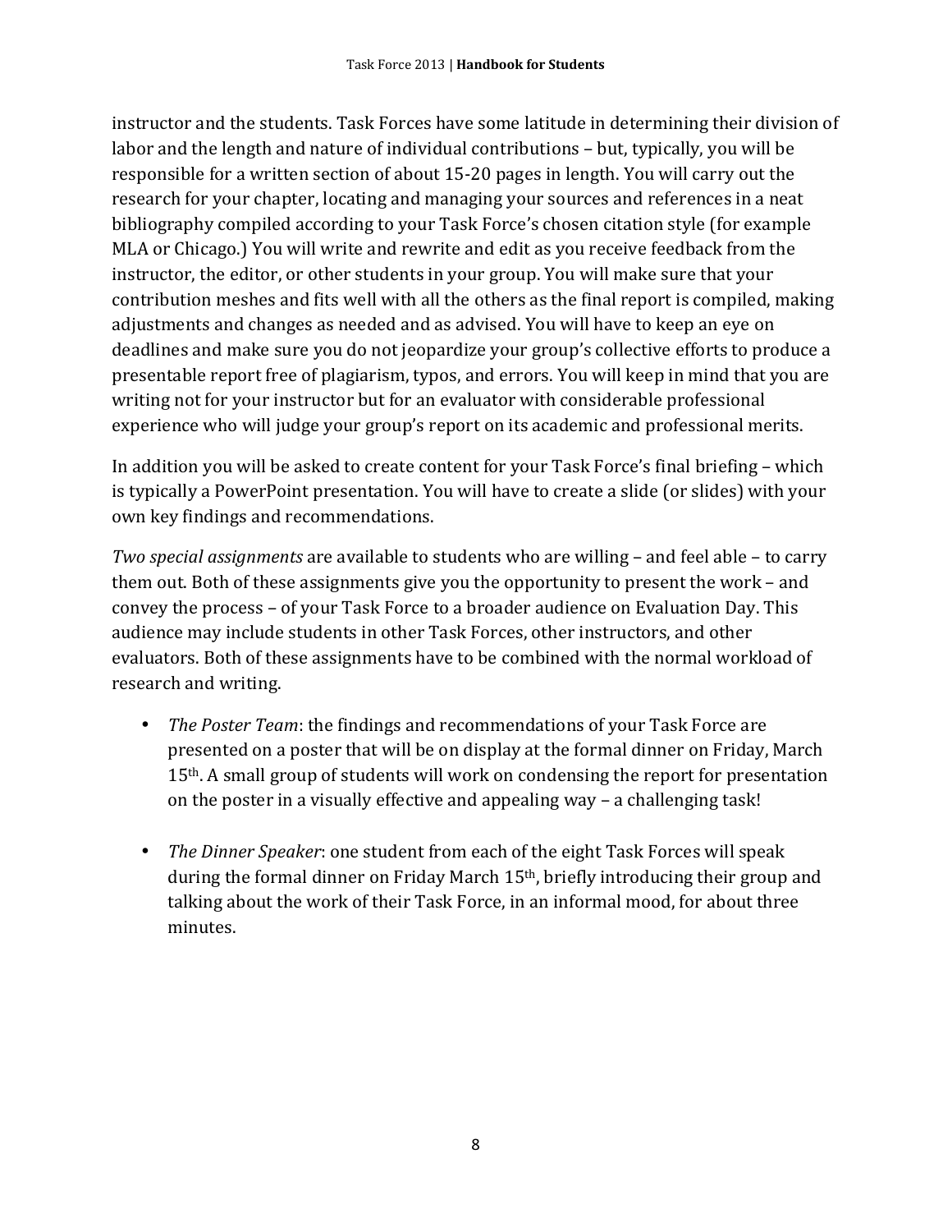instructor and the students. Task Forces have some latitude in determining their division of labor and the length and nature of individual contributions – but, typically, you will be responsible for a written section of about 15-20 pages in length. You will carry out the research for your chapter, locating and managing your sources and references in a neat bibliography compiled according to your Task Force's chosen citation style (for example MLA or Chicago.) You will write and rewrite and edit as you receive feedback from the instructor, the editor, or other students in your group. You will make sure that your contribution meshes and fits well with all the others as the final report is compiled, making adjustments and changes as needed and as advised. You will have to keep an eye on deadlines and make sure you do not jeopardize your group's collective efforts to produce a presentable report free of plagiarism, typos, and errors. You will keep in mind that you are writing not for your instructor but for an evaluator with considerable professional experience who will judge your group's report on its academic and professional merits.

In addition you will be asked to create content for your Task Force's final briefing – which is typically a PowerPoint presentation. You will have to create a slide (or slides) with your own key findings and recommendations.

*Two special assignments* are available to students who are willing – and feel able – to carry them out. Both of these assignments give you the opportunity to present the work – and convey the process – of your Task Force to a broader audience on Evaluation Day. This audience may include students in other Task Forces, other instructors, and other evaluators. Both of these assignments have to be combined with the normal workload of research and writing.

- *The Poster Team*: the findings and recommendations of your Task Force are presented on a poster that will be on display at the formal dinner on Friday, March 15th. A small group of students will work on condensing the report for presentation on the poster in a visually effective and appealing way – a challenging task!

- *The Dinner Speaker*: one student from each of the eight Task Forces will speak during the formal dinner on Friday March 15th, briefly introducing their group and talking about the work of their Task Force, in an informal mood, for about three minutes.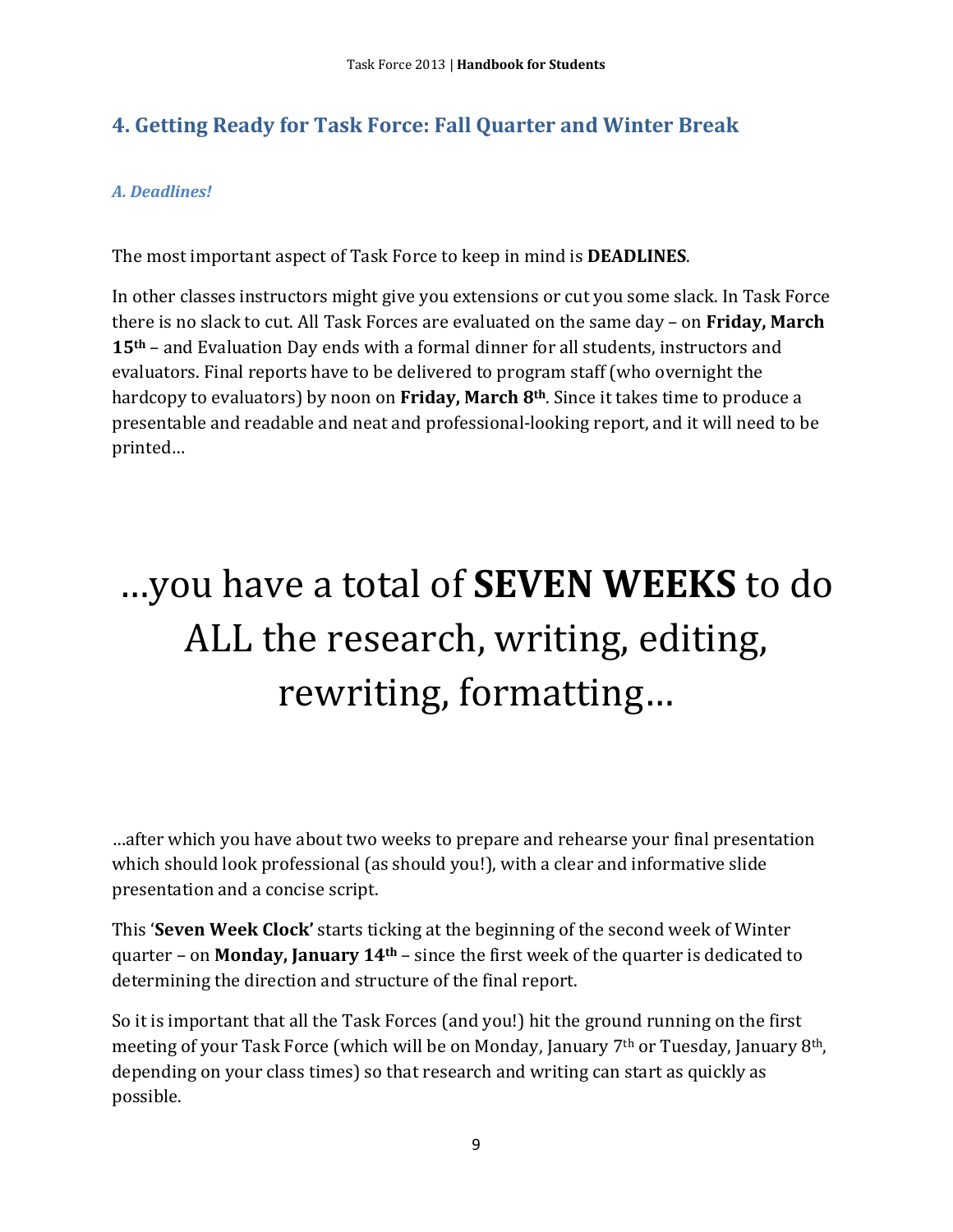## 4. Getting Ready for Task Force: Fall Quarter and Winter Break

### *A. Deadlines!*

The most important aspect of Task Force to keep in mind is **DEADLINES**.

In other classes instructors might give you extensions or cut you some slack. In Task Force there is no slack to cut. All Task Forces are evaluated on the same day – on **Friday, March 15th** – and Evaluation Day ends with a formal dinner for all students, instructors and evaluators. Final reports have to be delivered to program staff (who overnight the hardcopy to evaluators) by noon on **Friday, March 8th**. Since it takes time to produce a presentable and readable and neat and professional-looking report, and it will need to be printed…

# …you have a total of **SEVEN WEEKS** to do ALL the research, writing, editing, rewriting, formatting…

…after which you have about two weeks to prepare and rehearse your final presentation which should look professional (as should you!), with a clear and informative slide presentation and a concise script.

This '**Seven Week Clock'** starts ticking at the beginning of the second week of Winter quarter – on **Monday, January 14th** – since the first week of the quarter is dedicated to determining the direction and structure of the final report.

So it is important that all the Task Forces (and you!) hit the ground running on the first meeting of your Task Force (which will be on Monday, January 7th or Tuesday, January 8th, depending on your class times) so that research and writing can start as quickly as possible.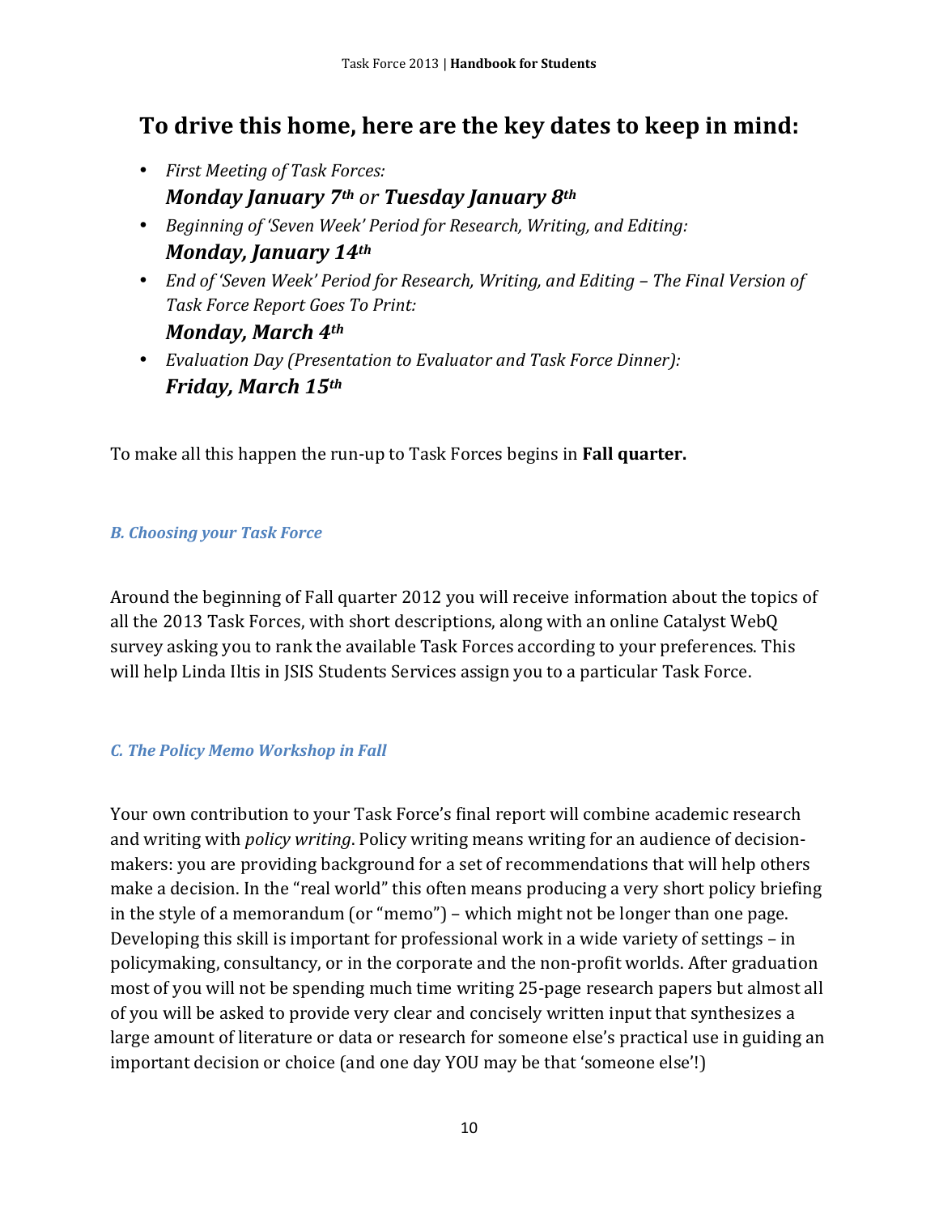## To drive this home, here are the key dates to keep in mind:

- *First Meeting of Task Forces:*
  ***Monday January 7th*** *or* ***Tuesday January 8th***
- *Beginning of 'Seven Week' Period for Research, Writing, and Editing:*
  ***Monday, January 14th***
- *End of 'Seven Week' Period for Research, Writing, and Editing – The Final Version of Task Force Report Goes To Print:*
  ***Monday, March 4th***
- *Evaluation Day (Presentation to Evaluator and Task Force Dinner):*
  ***Friday, March 15th***

To make all this happen the run-up to Task Forces begins in **Fall quarter.**

### *B. Choosing your Task Force*

Around the beginning of Fall quarter 2012 you will receive information about the topics of all the 2013 Task Forces, with short descriptions, along with an online Catalyst WebQ survey asking you to rank the available Task Forces according to your preferences. This will help Linda Iltis in JSIS Students Services assign you to a particular Task Force.

### *C. The Policy Memo Workshop in Fall*

Your own contribution to your Task Force's final report will combine academic research and writing with *policy writing*. Policy writing means writing for an audience of decision-makers: you are providing background for a set of recommendations that will help others make a decision. In the "real world" this often means producing a very short policy briefing in the style of a memorandum (or "memo") – which might not be longer than one page. Developing this skill is important for professional work in a wide variety of settings – in policymaking, consultancy, or in the corporate and the non-profit worlds. After graduation most of you will not be spending much time writing 25-page research papers but almost all of you will be asked to provide very clear and concisely written input that synthesizes a large amount of literature or data or research for someone else's practical use in guiding an important decision or choice (and one day YOU may be that 'someone else'!)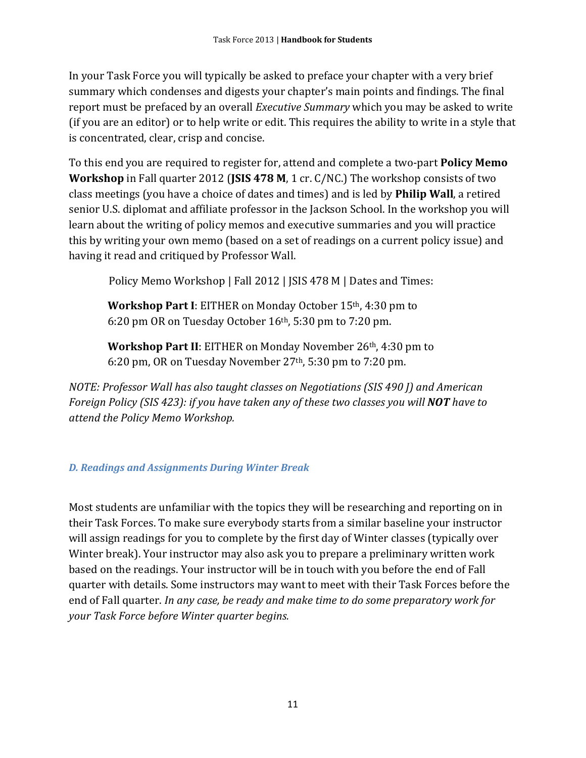In your Task Force you will typically be asked to preface your chapter with a very brief summary which condenses and digests your chapter's main points and findings. The final report must be prefaced by an overall *Executive Summary* which you may be asked to write (if you are an editor) or to help write or edit. This requires the ability to write in a style that is concentrated, clear, crisp and concise.

To this end you are required to register for, attend and complete a two-part **Policy Memo Workshop** in Fall quarter 2012 (**JSIS 478 M**, 1 cr. C/NC.) The workshop consists of two class meetings (you have a choice of dates and times) and is led by **Philip Wall**, a retired senior U.S. diplomat and affiliate professor in the Jackson School. In the workshop you will learn about the writing of policy memos and executive summaries and you will practice this by writing your own memo (based on a set of readings on a current policy issue) and having it read and critiqued by Professor Wall.

Policy Memo Workshop | Fall 2012 | JSIS 478 M | Dates and Times:

**Workshop Part I**: EITHER on Monday October 15th, 4:30 pm to 6:20 pm OR on Tuesday October 16th, 5:30 pm to 7:20 pm.

**Workshop Part II**: EITHER on Monday November 26th, 4:30 pm to 6:20 pm, OR on Tuesday November 27th, 5:30 pm to 7:20 pm.

*NOTE: Professor Wall has also taught classes on Negotiations (SIS 490 J) and American Foreign Policy (SIS 423): if you have taken any of these two classes you will* ***NOT*** *have to attend the Policy Memo Workshop.*

### *D. Readings and Assignments During Winter Break*

Most students are unfamiliar with the topics they will be researching and reporting on in their Task Forces. To make sure everybody starts from a similar baseline your instructor will assign readings for you to complete by the first day of Winter classes (typically over Winter break). Your instructor may also ask you to prepare a preliminary written work based on the readings. Your instructor will be in touch with you before the end of Fall quarter with details. Some instructors may want to meet with their Task Forces before the end of Fall quarter. *In any case, be ready and make time to do some preparatory work for your Task Force before Winter quarter begins.*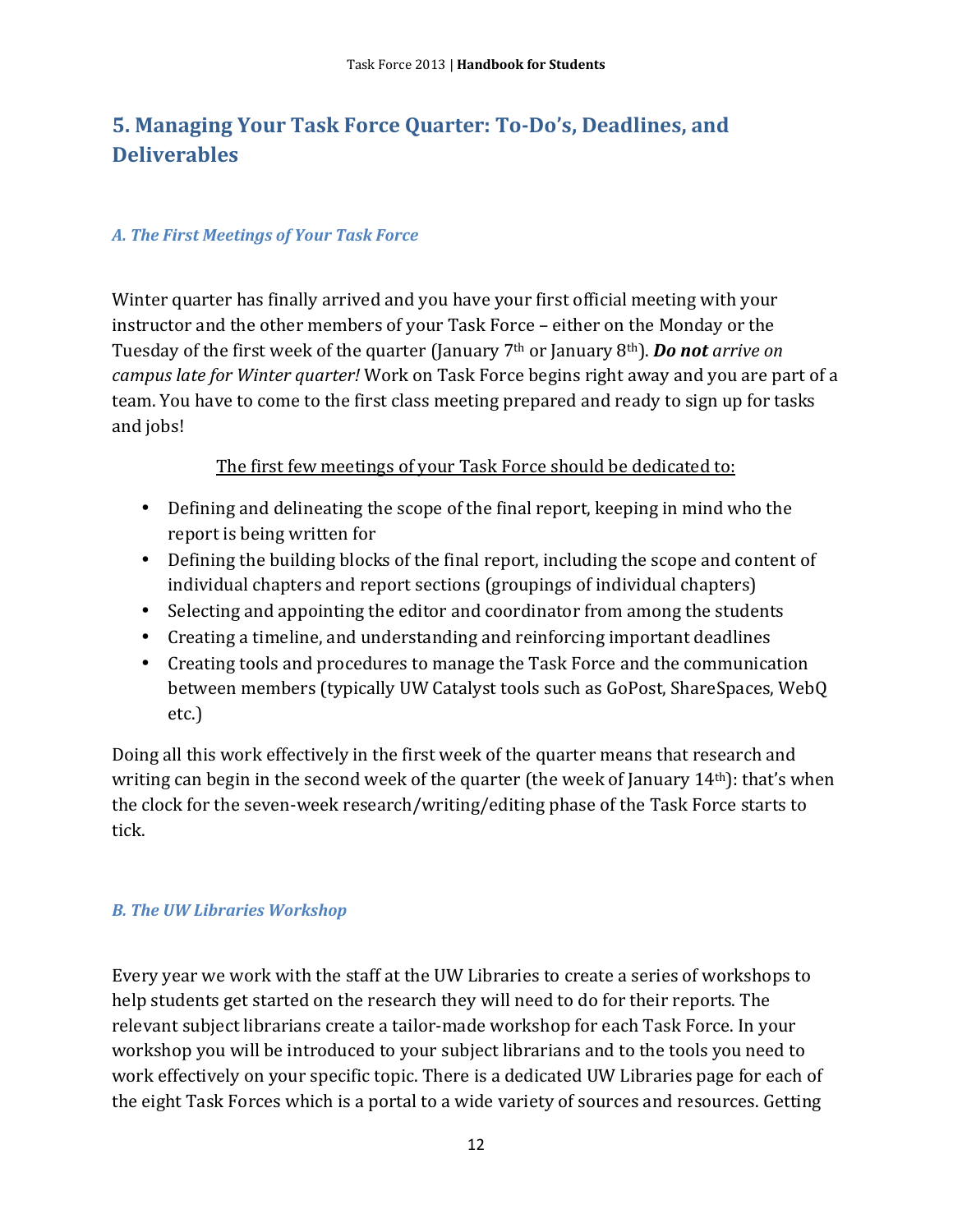## 5. Managing Your Task Force Quarter: To-Do's, Deadlines, and Deliverables

### *A. The First Meetings of Your Task Force*

Winter quarter has finally arrived and you have your first official meeting with your instructor and the other members of your Task Force – either on the Monday or the Tuesday of the first week of the quarter (January 7th or January 8th). ***Do not*** *arrive on campus late for Winter quarter!* Work on Task Force begins right away and you are part of a team. You have to come to the first class meeting prepared and ready to sign up for tasks and jobs!

<u>The first few meetings of your Task Force should be dedicated to:</u>

- Defining and delineating the scope of the final report, keeping in mind who the report is being written for
- Defining the building blocks of the final report, including the scope and content of individual chapters and report sections (groupings of individual chapters)
- Selecting and appointing the editor and coordinator from among the students
- Creating a timeline, and understanding and reinforcing important deadlines
- Creating tools and procedures to manage the Task Force and the communication between members (typically UW Catalyst tools such as GoPost, ShareSpaces, WebQ etc.)

Doing all this work effectively in the first week of the quarter means that research and writing can begin in the second week of the quarter (the week of January 14th): that's when the clock for the seven-week research/writing/editing phase of the Task Force starts to tick.

### *B. The UW Libraries Workshop*

Every year we work with the staff at the UW Libraries to create a series of workshops to help students get started on the research they will need to do for their reports. The relevant subject librarians create a tailor-made workshop for each Task Force. In your workshop you will be introduced to your subject librarians and to the tools you need to work effectively on your specific topic. There is a dedicated UW Libraries page for each of the eight Task Forces which is a portal to a wide variety of sources and resources. Getting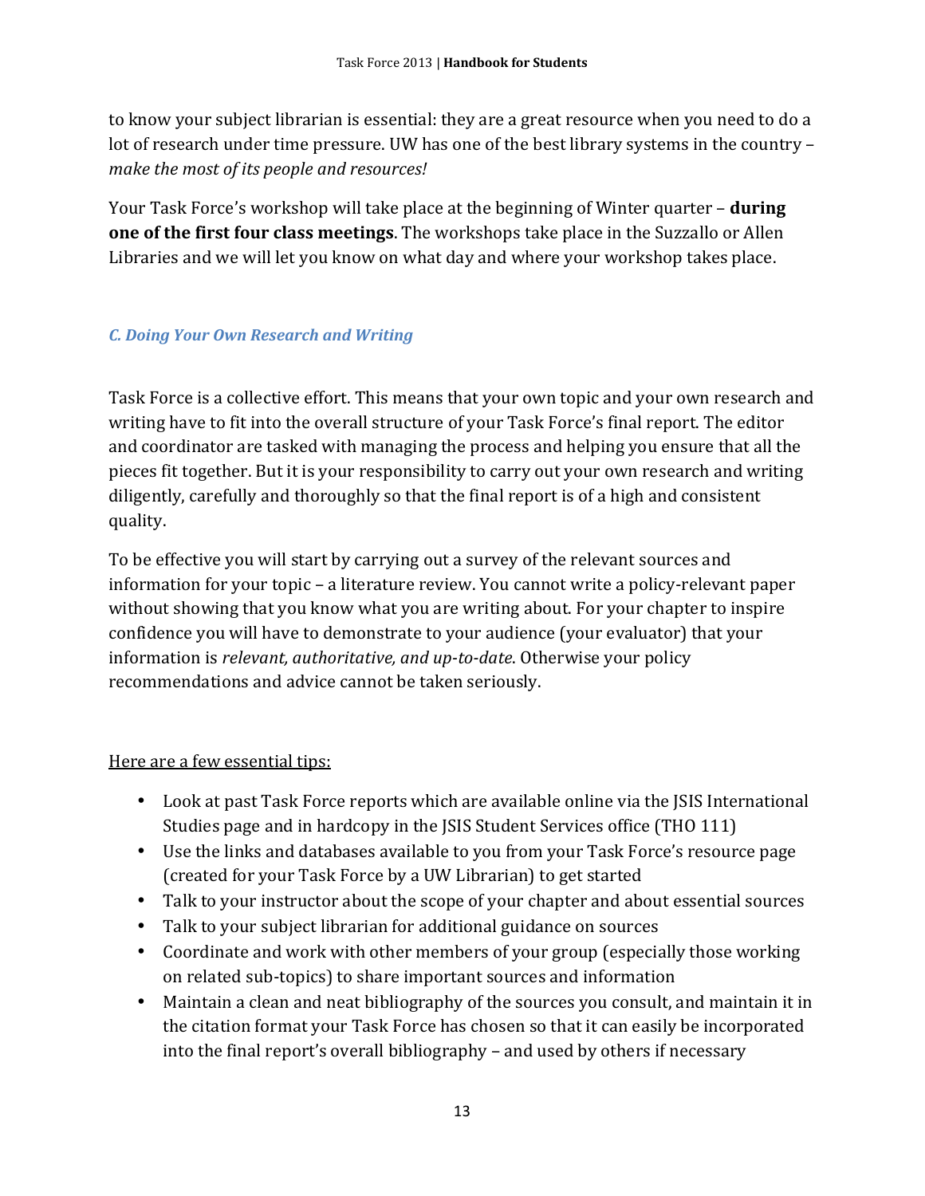to know your subject librarian is essential: they are a great resource when you need to do a lot of research under time pressure. UW has one of the best library systems in the country – *make the most of its people and resources!*

Your Task Force's workshop will take place at the beginning of Winter quarter – **during one of the first four class meetings**. The workshops take place in the Suzzallo or Allen Libraries and we will let you know on what day and where your workshop takes place.

### *C. Doing Your Own Research and Writing*

Task Force is a collective effort. This means that your own topic and your own research and writing have to fit into the overall structure of your Task Force's final report. The editor and coordinator are tasked with managing the process and helping you ensure that all the pieces fit together. But it is your responsibility to carry out your own research and writing diligently, carefully and thoroughly so that the final report is of a high and consistent quality.

To be effective you will start by carrying out a survey of the relevant sources and information for your topic – a literature review. You cannot write a policy-relevant paper without showing that you know what you are writing about. For your chapter to inspire confidence you will have to demonstrate to your audience (your evaluator) that your information is *relevant, authoritative, and up-to-date*. Otherwise your policy recommendations and advice cannot be taken seriously.

<u>Here are a few essential tips:</u>

- Look at past Task Force reports which are available online via the JSIS International Studies page and in hardcopy in the JSIS Student Services office (THO 111)
- Use the links and databases available to you from your Task Force's resource page (created for your Task Force by a UW Librarian) to get started
- Talk to your instructor about the scope of your chapter and about essential sources
- Talk to your subject librarian for additional guidance on sources
- Coordinate and work with other members of your group (especially those working on related sub-topics) to share important sources and information
- Maintain a clean and neat bibliography of the sources you consult, and maintain it in the citation format your Task Force has chosen so that it can easily be incorporated into the final report's overall bibliography – and used by others if necessary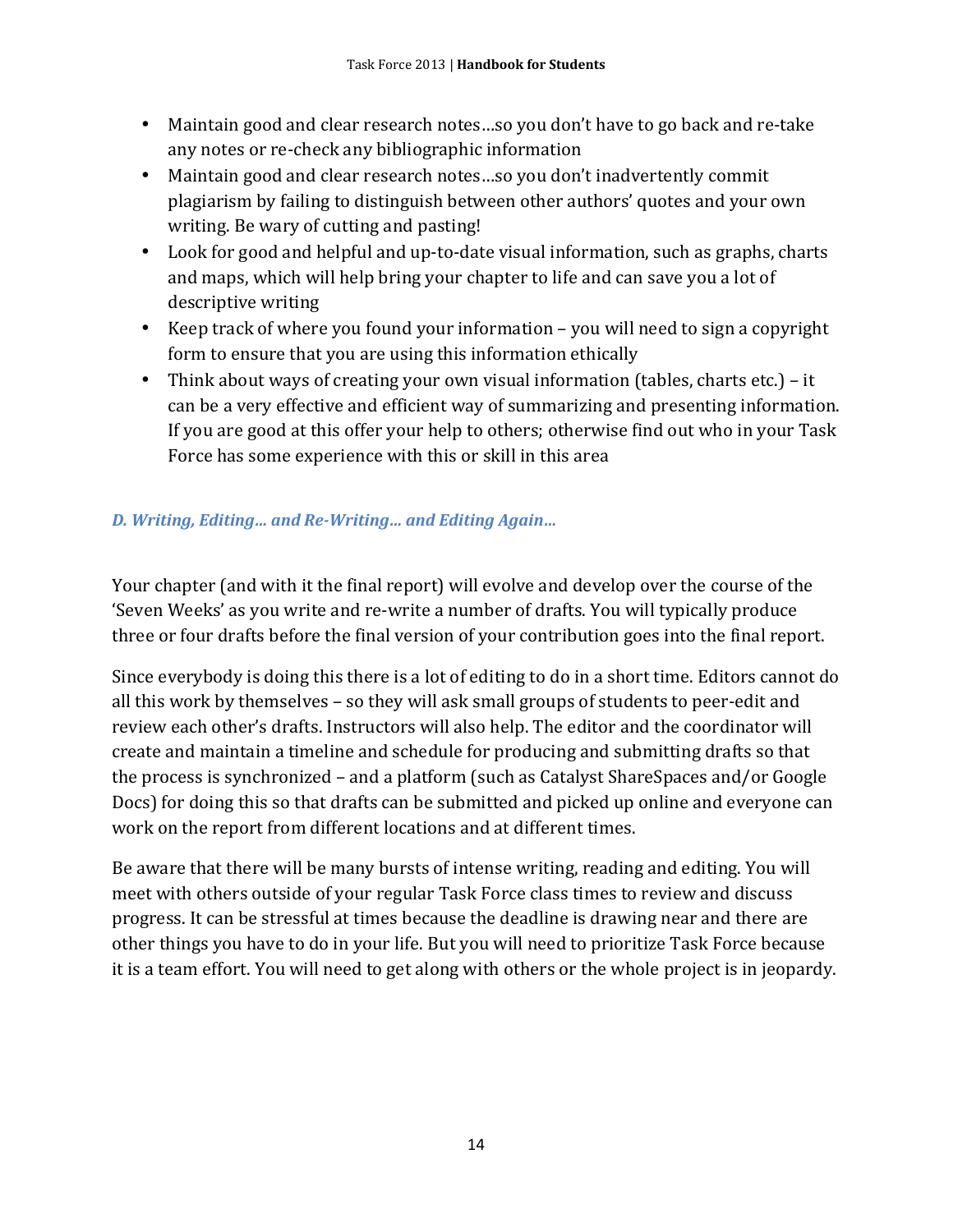- Maintain good and clear research notes…so you don't have to go back and re-take any notes or re-check any bibliographic information
- Maintain good and clear research notes…so you don't inadvertently commit plagiarism by failing to distinguish between other authors' quotes and your own writing. Be wary of cutting and pasting!
- Look for good and helpful and up-to-date visual information, such as graphs, charts and maps, which will help bring your chapter to life and can save you a lot of descriptive writing
- Keep track of where you found your information – you will need to sign a copyright form to ensure that you are using this information ethically
- Think about ways of creating your own visual information (tables, charts etc.) – it can be a very effective and efficient way of summarizing and presenting information. If you are good at this offer your help to others; otherwise find out who in your Task Force has some experience with this or skill in this area

### *D. Writing, Editing… and Re-Writing… and Editing Again…*

Your chapter (and with it the final report) will evolve and develop over the course of the 'Seven Weeks' as you write and re-write a number of drafts. You will typically produce three or four drafts before the final version of your contribution goes into the final report.

Since everybody is doing this there is a lot of editing to do in a short time. Editors cannot do all this work by themselves – so they will ask small groups of students to peer-edit and review each other's drafts. Instructors will also help. The editor and the coordinator will create and maintain a timeline and schedule for producing and submitting drafts so that the process is synchronized – and a platform (such as Catalyst ShareSpaces and/or Google Docs) for doing this so that drafts can be submitted and picked up online and everyone can work on the report from different locations and at different times.

Be aware that there will be many bursts of intense writing, reading and editing. You will meet with others outside of your regular Task Force class times to review and discuss progress. It can be stressful at times because the deadline is drawing near and there are other things you have to do in your life. But you will need to prioritize Task Force because it is a team effort. You will need to get along with others or the whole project is in jeopardy.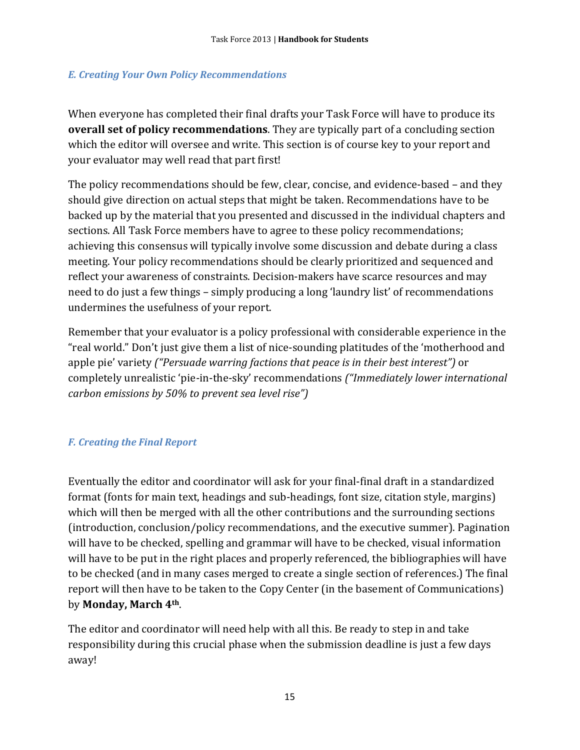### *E. Creating Your Own Policy Recommendations*

When everyone has completed their final drafts your Task Force will have to produce its **overall set of policy recommendations**. They are typically part of a concluding section which the editor will oversee and write. This section is of course key to your report and your evaluator may well read that part first!

The policy recommendations should be few, clear, concise, and evidence-based – and they should give direction on actual steps that might be taken. Recommendations have to be backed up by the material that you presented and discussed in the individual chapters and sections. All Task Force members have to agree to these policy recommendations; achieving this consensus will typically involve some discussion and debate during a class meeting. Your policy recommendations should be clearly prioritized and sequenced and reflect your awareness of constraints. Decision-makers have scarce resources and may need to do just a few things – simply producing a long 'laundry list' of recommendations undermines the usefulness of your report.

Remember that your evaluator is a policy professional with considerable experience in the "real world." Don't just give them a list of nice-sounding platitudes of the 'motherhood and apple pie' variety *("Persuade warring factions that peace is in their best interest")* or completely unrealistic 'pie-in-the-sky' recommendations *("Immediately lower international carbon emissions by 50% to prevent sea level rise")*

### *F. Creating the Final Report*

Eventually the editor and coordinator will ask for your final-final draft in a standardized format (fonts for main text, headings and sub-headings, font size, citation style, margins) which will then be merged with all the other contributions and the surrounding sections (introduction, conclusion/policy recommendations, and the executive summer). Pagination will have to be checked, spelling and grammar will have to be checked, visual information will have to be put in the right places and properly referenced, the bibliographies will have to be checked (and in many cases merged to create a single section of references.) The final report will then have to be taken to the Copy Center (in the basement of Communications) by **Monday, March 4th**.

The editor and coordinator will need help with all this. Be ready to step in and take responsibility during this crucial phase when the submission deadline is just a few days away!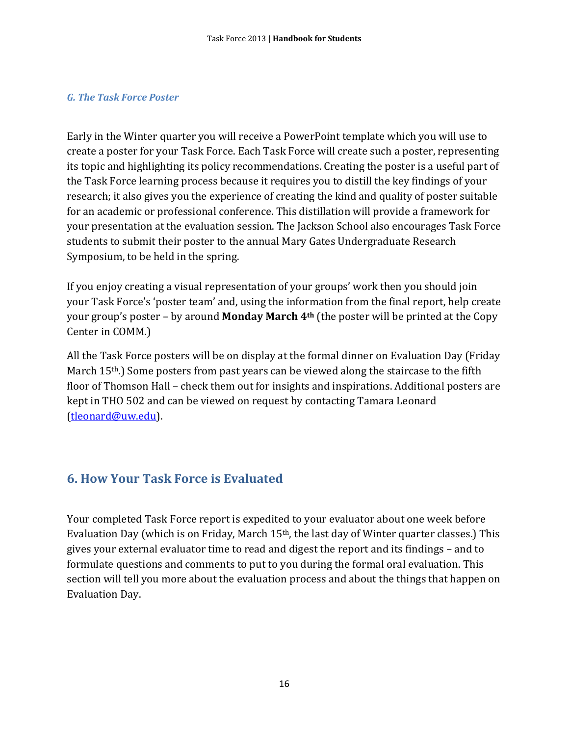### *G. The Task Force Poster*

Early in the Winter quarter you will receive a PowerPoint template which you will use to create a poster for your Task Force. Each Task Force will create such a poster, representing its topic and highlighting its policy recommendations. Creating the poster is a useful part of the Task Force learning process because it requires you to distill the key findings of your research; it also gives you the experience of creating the kind and quality of poster suitable for an academic or professional conference. This distillation will provide a framework for your presentation at the evaluation session. The Jackson School also encourages Task Force students to submit their poster to the annual Mary Gates Undergraduate Research Symposium, to be held in the spring.

If you enjoy creating a visual representation of your groups' work then you should join your Task Force's 'poster team' and, using the information from the final report, help create your group's poster – by around **Monday March 4th** (the poster will be printed at the Copy Center in COMM.)

All the Task Force posters will be on display at the formal dinner on Evaluation Day (Friday March 15th.) Some posters from past years can be viewed along the staircase to the fifth floor of Thomson Hall – check them out for insights and inspirations. Additional posters are kept in THO 502 and can be viewed on request by contacting Tamara Leonard (tleonard@uw.edu).

## 6. How Your Task Force is Evaluated

Your completed Task Force report is expedited to your evaluator about one week before Evaluation Day (which is on Friday, March 15th, the last day of Winter quarter classes.) This gives your external evaluator time to read and digest the report and its findings – and to formulate questions and comments to put to you during the formal oral evaluation. This section will tell you more about the evaluation process and about the things that happen on Evaluation Day.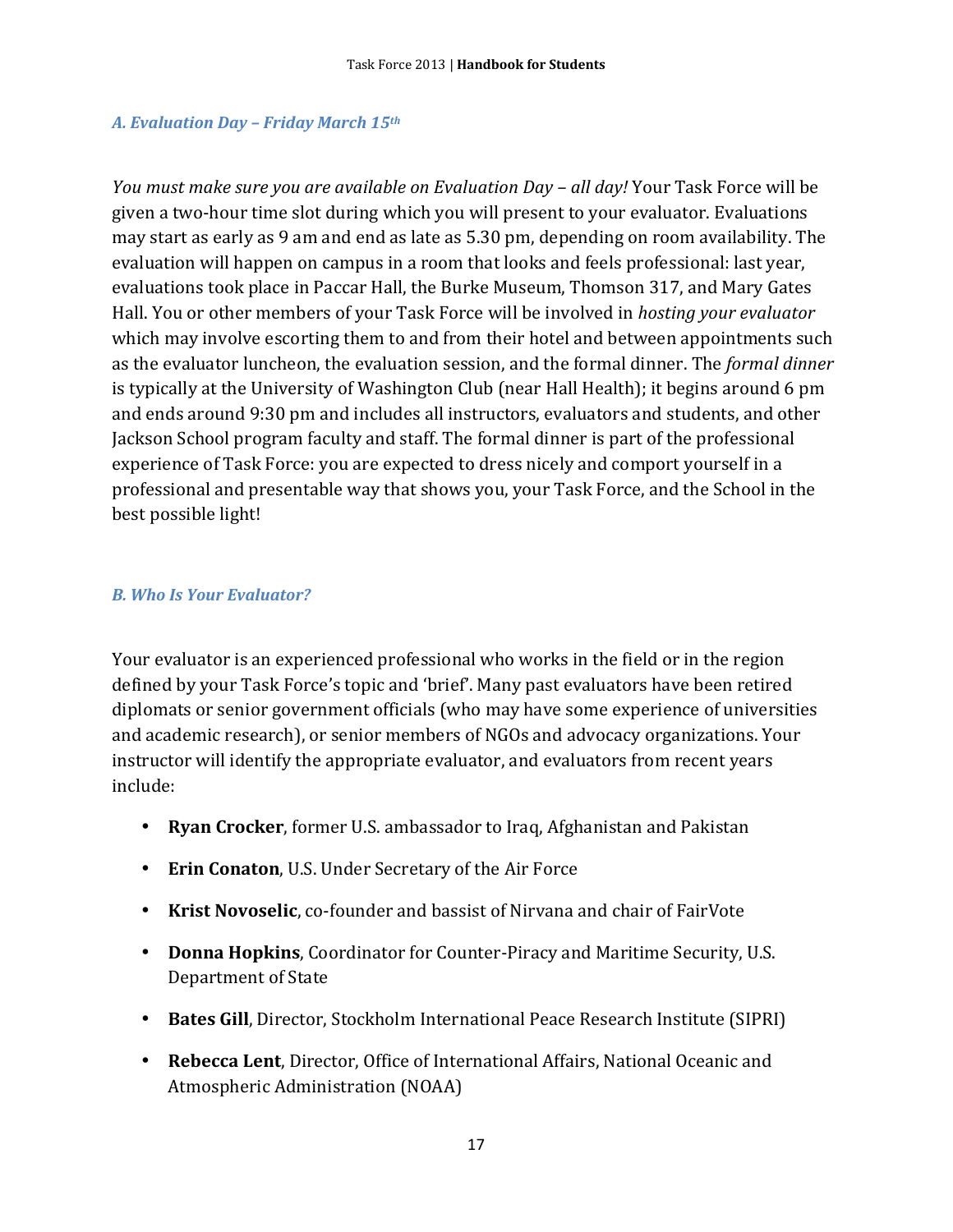### *A. Evaluation Day – Friday March 15th*

*You must make sure you are available on Evaluation Day – all day!* Your Task Force will be given a two-hour time slot during which you will present to your evaluator. Evaluations may start as early as 9 am and end as late as 5.30 pm, depending on room availability. The evaluation will happen on campus in a room that looks and feels professional: last year, evaluations took place in Paccar Hall, the Burke Museum, Thomson 317, and Mary Gates Hall. You or other members of your Task Force will be involved in *hosting your evaluator* which may involve escorting them to and from their hotel and between appointments such as the evaluator luncheon, the evaluation session, and the formal dinner. The *formal dinner* is typically at the University of Washington Club (near Hall Health); it begins around 6 pm and ends around 9:30 pm and includes all instructors, evaluators and students, and other Jackson School program faculty and staff. The formal dinner is part of the professional experience of Task Force: you are expected to dress nicely and comport yourself in a professional and presentable way that shows you, your Task Force, and the School in the best possible light!

### *B. Who Is Your Evaluator?*

Your evaluator is an experienced professional who works in the field or in the region defined by your Task Force's topic and 'brief'. Many past evaluators have been retired diplomats or senior government officials (who may have some experience of universities and academic research), or senior members of NGOs and advocacy organizations. Your instructor will identify the appropriate evaluator, and evaluators from recent years include:

- **Ryan Crocker**, former U.S. ambassador to Iraq, Afghanistan and Pakistan
- **Erin Conaton**, U.S. Under Secretary of the Air Force
- **Krist Novoselic**, co-founder and bassist of Nirvana and chair of FairVote
- **Donna Hopkins**, Coordinator for Counter-Piracy and Maritime Security, U.S. Department of State
- **Bates Gill**, Director, Stockholm International Peace Research Institute (SIPRI)
- **Rebecca Lent**, Director, Office of International Affairs, National Oceanic and Atmospheric Administration (NOAA)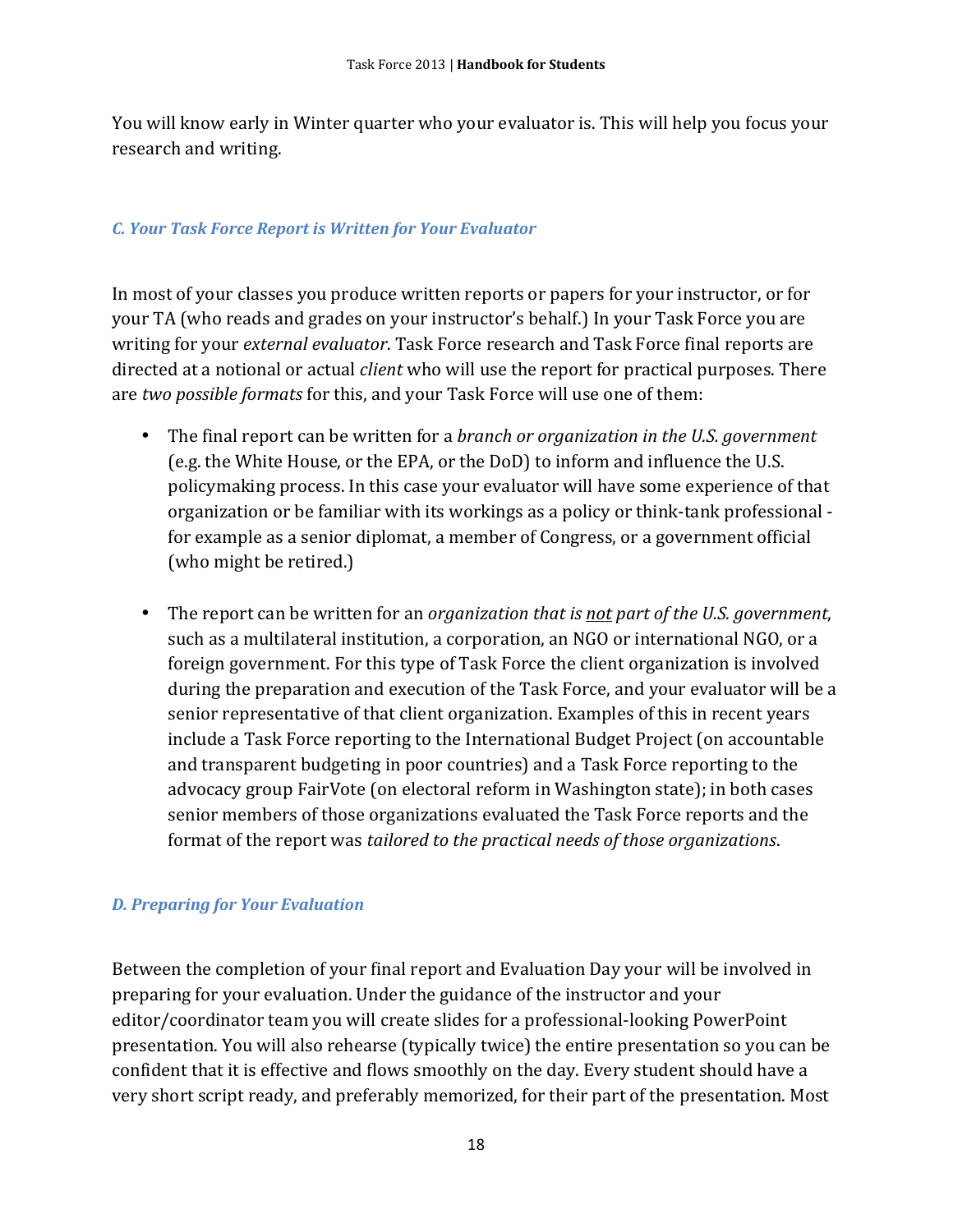You will know early in Winter quarter who your evaluator is. This will help you focus your research and writing.

### *C. Your Task Force Report is Written for Your Evaluator*

In most of your classes you produce written reports or papers for your instructor, or for your TA (who reads and grades on your instructor's behalf.) In your Task Force you are writing for your *external evaluator*. Task Force research and Task Force final reports are directed at a notional or actual *client* who will use the report for practical purposes. There are *two possible formats* for this, and your Task Force will use one of them:

- The final report can be written for a *branch or organization in the U.S. government* (e.g. the White House, or the EPA, or the DoD) to inform and influence the U.S. policymaking process. In this case your evaluator will have some experience of that organization or be familiar with its workings as a policy or think-tank professional - for example as a senior diplomat, a member of Congress, or a government official (who might be retired.)

- The report can be written for an *organization that is <u>not</u> part of the U.S. government*, such as a multilateral institution, a corporation, an NGO or international NGO, or a foreign government. For this type of Task Force the client organization is involved during the preparation and execution of the Task Force, and your evaluator will be a senior representative of that client organization. Examples of this in recent years include a Task Force reporting to the International Budget Project (on accountable and transparent budgeting in poor countries) and a Task Force reporting to the advocacy group FairVote (on electoral reform in Washington state); in both cases senior members of those organizations evaluated the Task Force reports and the format of the report was *tailored to the practical needs of those organizations*.

### *D. Preparing for Your Evaluation*

Between the completion of your final report and Evaluation Day your will be involved in preparing for your evaluation. Under the guidance of the instructor and your editor/coordinator team you will create slides for a professional-looking PowerPoint presentation. You will also rehearse (typically twice) the entire presentation so you can be confident that it is effective and flows smoothly on the day. Every student should have a very short script ready, and preferably memorized, for their part of the presentation. Most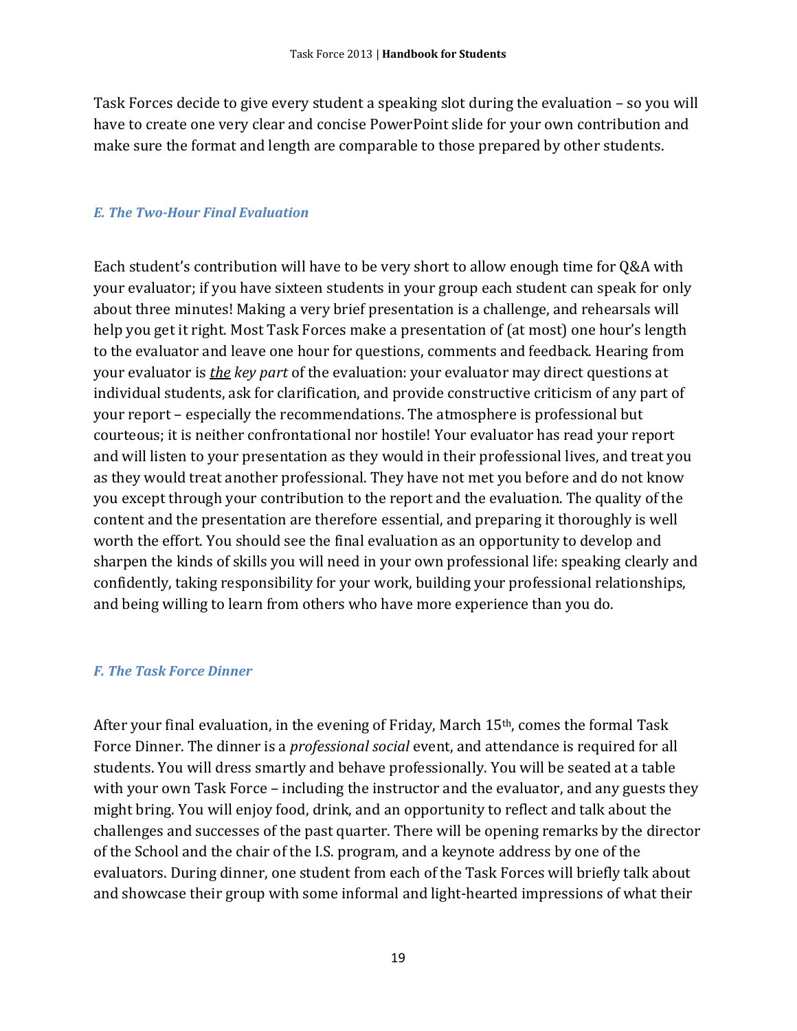Task Forces decide to give every student a speaking slot during the evaluation – so you will have to create one very clear and concise PowerPoint slide for your own contribution and make sure the format and length are comparable to those prepared by other students.

### *E. The Two-Hour Final Evaluation*

Each student's contribution will have to be very short to allow enough time for Q&A with your evaluator; if you have sixteen students in your group each student can speak for only about three minutes! Making a very brief presentation is a challenge, and rehearsals will help you get it right. Most Task Forces make a presentation of (at most) one hour's length to the evaluator and leave one hour for questions, comments and feedback. Hearing from your evaluator is ***the*** *key part* of the evaluation: your evaluator may direct questions at individual students, ask for clarification, and provide constructive criticism of any part of your report – especially the recommendations. The atmosphere is professional but courteous; it is neither confrontational nor hostile! Your evaluator has read your report and will listen to your presentation as they would in their professional lives, and treat you as they would treat another professional. They have not met you before and do not know you except through your contribution to the report and the evaluation. The quality of the content and the presentation are therefore essential, and preparing it thoroughly is well worth the effort. You should see the final evaluation as an opportunity to develop and sharpen the kinds of skills you will need in your own professional life: speaking clearly and confidently, taking responsibility for your work, building your professional relationships, and being willing to learn from others who have more experience than you do.

### *F. The Task Force Dinner*

After your final evaluation, in the evening of Friday, March 15th, comes the formal Task Force Dinner. The dinner is a *professional social* event, and attendance is required for all students. You will dress smartly and behave professionally. You will be seated at a table with your own Task Force – including the instructor and the evaluator, and any guests they might bring. You will enjoy food, drink, and an opportunity to reflect and talk about the challenges and successes of the past quarter. There will be opening remarks by the director of the School and the chair of the I.S. program, and a keynote address by one of the evaluators. During dinner, one student from each of the Task Forces will briefly talk about and showcase their group with some informal and light-hearted impressions of what their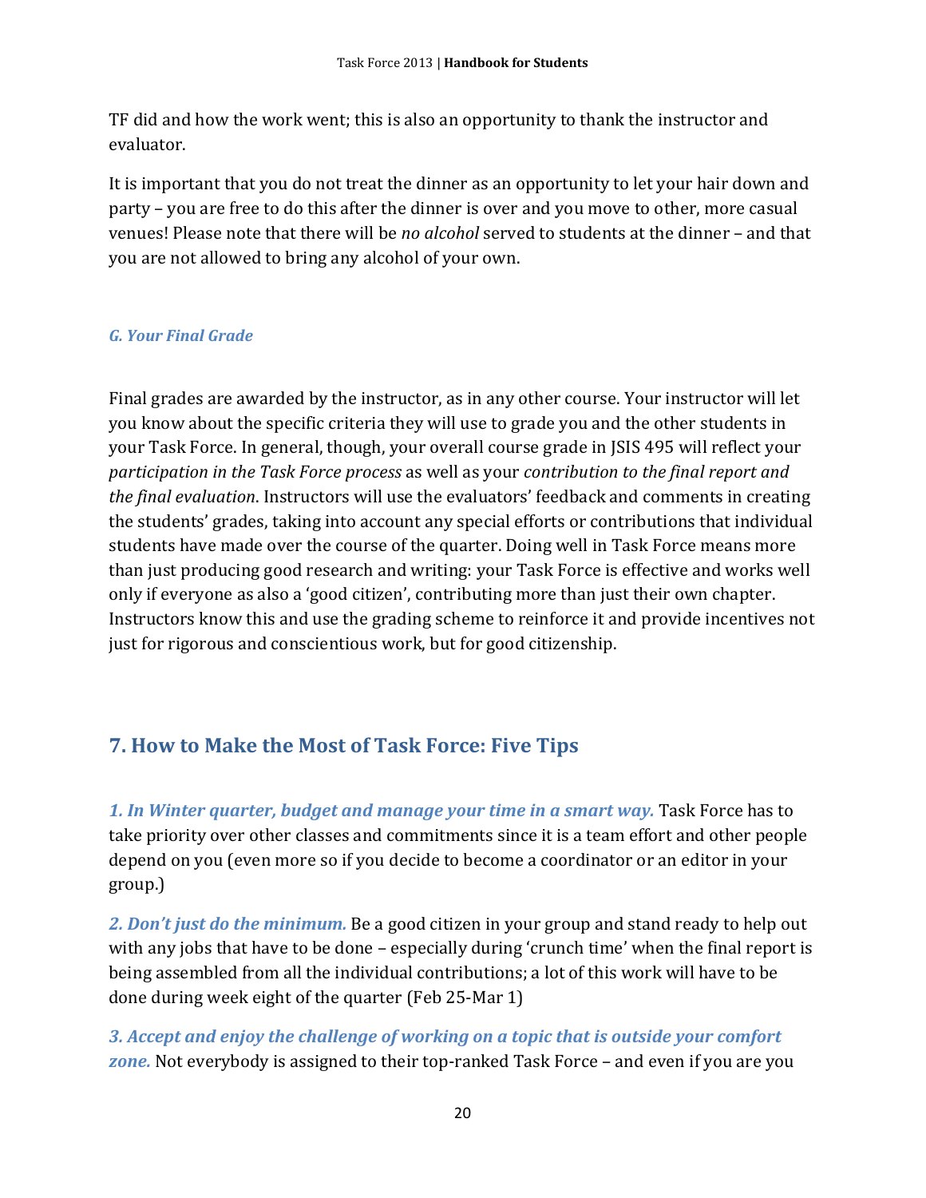TF did and how the work went; this is also an opportunity to thank the instructor and evaluator.

It is important that you do not treat the dinner as an opportunity to let your hair down and party – you are free to do this after the dinner is over and you move to other, more casual venues! Please note that there will be *no alcohol* served to students at the dinner – and that you are not allowed to bring any alcohol of your own.

### *G. Your Final Grade*

Final grades are awarded by the instructor, as in any other course. Your instructor will let you know about the specific criteria they will use to grade you and the other students in your Task Force. In general, though, your overall course grade in JSIS 495 will reflect your *participation in the Task Force process* as well as your *contribution to the final report and the final evaluation*. Instructors will use the evaluators' feedback and comments in creating the students' grades, taking into account any special efforts or contributions that individual students have made over the course of the quarter. Doing well in Task Force means more than just producing good research and writing: your Task Force is effective and works well only if everyone as also a 'good citizen', contributing more than just their own chapter. Instructors know this and use the grading scheme to reinforce it and provide incentives not just for rigorous and conscientious work, but for good citizenship.

## 7. How to Make the Most of Task Force: Five Tips

***1. In Winter quarter, budget and manage your time in a smart way.*** Task Force has to take priority over other classes and commitments since it is a team effort and other people depend on you (even more so if you decide to become a coordinator or an editor in your group.)

***2. Don't just do the minimum.*** Be a good citizen in your group and stand ready to help out with any jobs that have to be done – especially during 'crunch time' when the final report is being assembled from all the individual contributions; a lot of this work will have to be done during week eight of the quarter (Feb 25-Mar 1)

***3. Accept and enjoy the challenge of working on a topic that is outside your comfort zone.*** Not everybody is assigned to their top-ranked Task Force – and even if you are you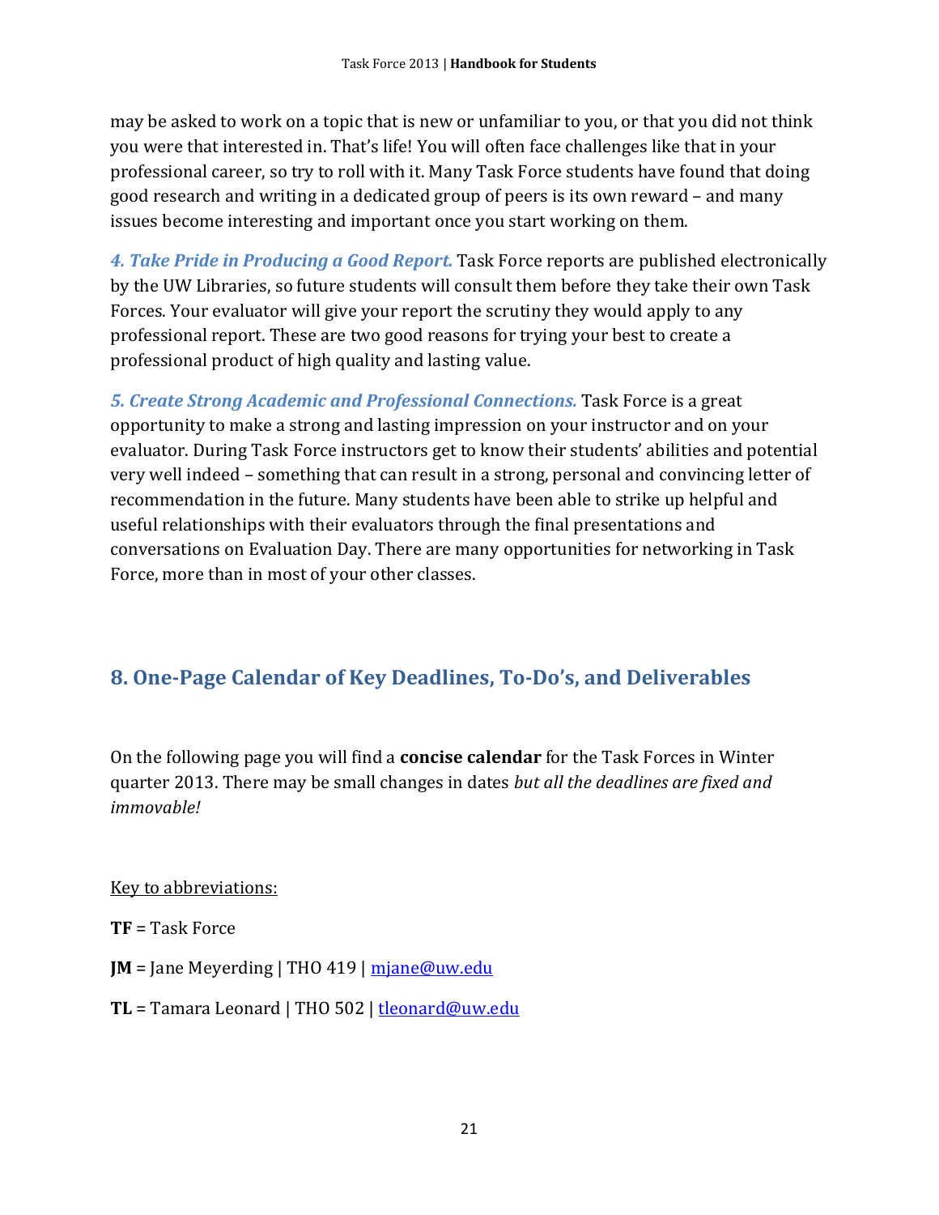may be asked to work on a topic that is new or unfamiliar to you, or that you did not think you were that interested in. That's life! You will often face challenges like that in your professional career, so try to roll with it. Many Task Force students have found that doing good research and writing in a dedicated group of peers is its own reward – and many issues become interesting and important once you start working on them.

***4. Take Pride in Producing a Good Report.*** Task Force reports are published electronically by the UW Libraries, so future students will consult them before they take their own Task Forces. Your evaluator will give your report the scrutiny they would apply to any professional report. These are two good reasons for trying your best to create a professional product of high quality and lasting value.

***5. Create Strong Academic and Professional Connections.*** Task Force is a great opportunity to make a strong and lasting impression on your instructor and on your evaluator. During Task Force instructors get to know their students' abilities and potential very well indeed – something that can result in a strong, personal and convincing letter of recommendation in the future. Many students have been able to strike up helpful and useful relationships with their evaluators through the final presentations and conversations on Evaluation Day. There are many opportunities for networking in Task Force, more than in most of your other classes.

## 8. One-Page Calendar of Key Deadlines, To-Do's, and Deliverables

On the following page you will find a **concise calendar** for the Task Forces in Winter quarter 2013. There may be small changes in dates *but all the deadlines are fixed and immovable!*

Key to abbreviations:

**TF** = Task Force

**JM** = Jane Meyerding | THO 419 | mjane@uw.edu

**TL** = Tamara Leonard | THO 502 | tleonard@uw.edu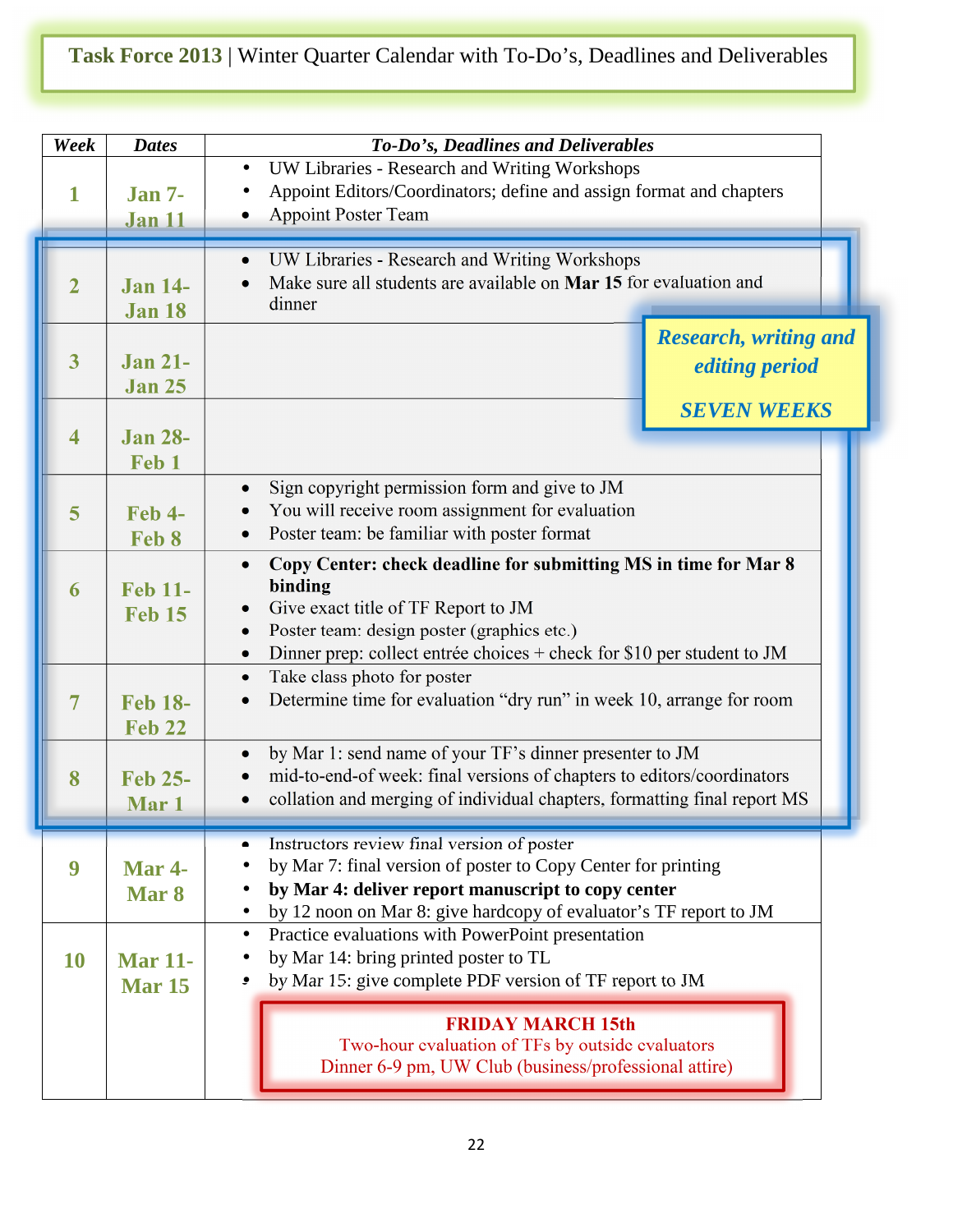**Task Force 2013** | Winter Quarter Calendar with To-Do's, Deadlines and Deliverables

| *Week* | *Dates* | *To-Do's, Deadlines and Deliverables* |
|---|---|---|
| 1 | Jan 7-Jan 11 | • UW Libraries - Research and Writing Workshops<br>• Appoint Editors/Coordinators; define and assign format and chapters<br>• Appoint Poster Team |
| 2 | Jan 14-Jan 18 | • UW Libraries - Research and Writing Workshops<br>• Make sure all students are available on **Mar 15** for evaluation and dinner |
| 3 | Jan 21-Jan 25 | |
| 4 | Jan 28-Feb 1 | |
| 5 | Feb 4-Feb 8 | • Sign copyright permission form and give to JM<br>• You will receive room assignment for evaluation<br>• Poster team: be familiar with poster format |
| 6 | Feb 11-Feb 15 | • **Copy Center: check deadline for submitting MS in time for Mar 8 binding**<br>• Give exact title of TF Report to JM<br>• Poster team: design poster (graphics etc.)<br>• Dinner prep: collect entrée choices + check for $10 per student to JM |
| 7 | Feb 18-Feb 22 | • Take class photo for poster<br>• Determine time for evaluation "dry run" in week 10, arrange for room |
| 8 | Feb 25-Mar 1 | • by Mar 1: send name of your TF's dinner presenter to JM<br>• mid-to-end-of week: final versions of chapters to editors/coordinators<br>• collation and merging of individual chapters, formatting final report MS |
| 9 | Mar 4-Mar 8 | • Instructors review final version of poster<br>• by Mar 7: final version of poster to Copy Center for printing<br>• **by Mar 4: deliver report manuscript to copy center**<br>• by 12 noon on Mar 8: give hardcopy of evaluator's TF report to JM |
| 10 | Mar 11-Mar 15 | • Practice evaluations with PowerPoint presentation<br>• by Mar 14: bring printed poster to TL<br>• by Mar 15: give complete PDF version of TF report to JM<br><br>**FRIDAY MARCH 15th**<br>Two-hour evaluation of TFs by outside evaluators<br>Dinner 6-9 pm, UW Club (business/professional attire) |

***Research, writing and editing period***

***SEVEN WEEKS*** (Weeks 2–8)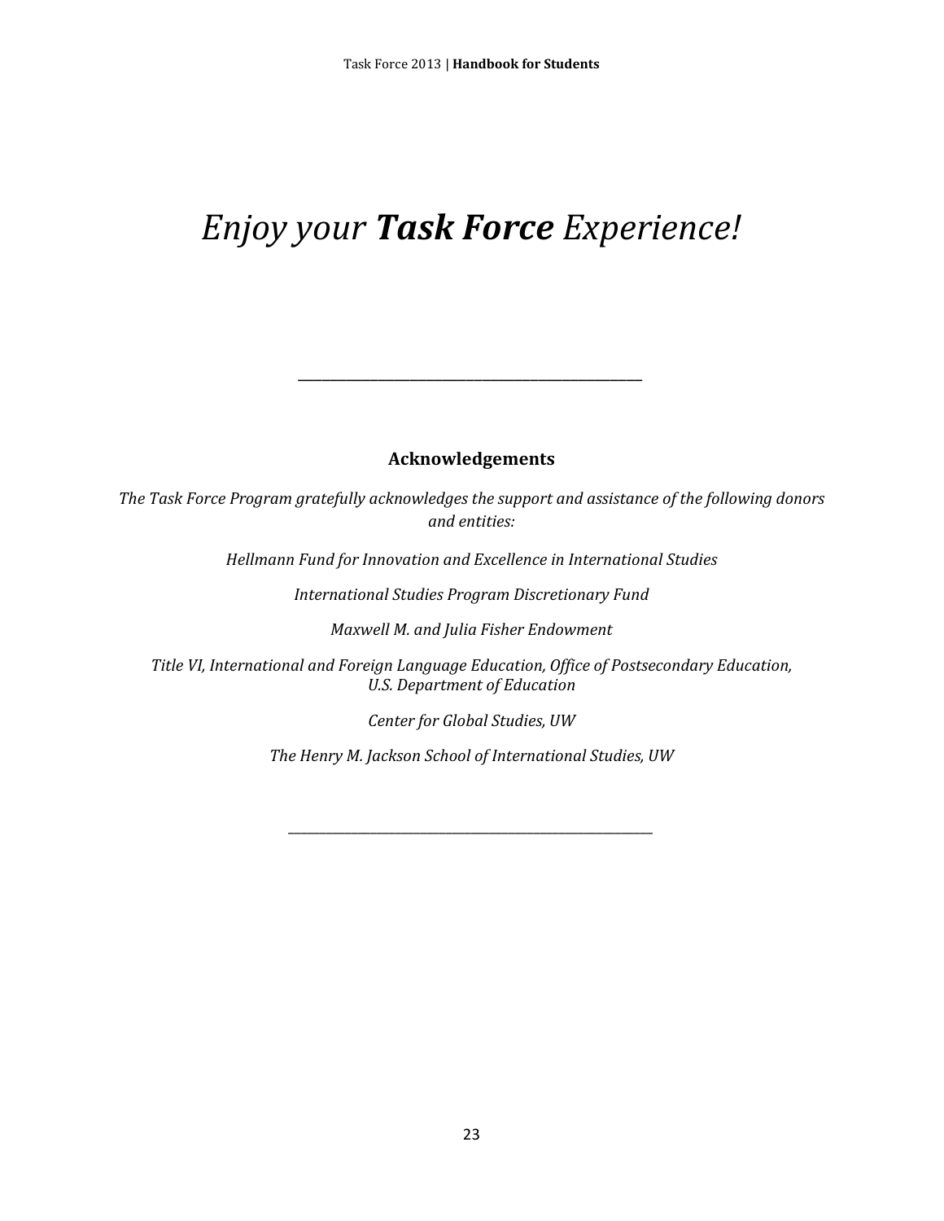# *Enjoy your **Task Force** Experience!*

---

## Acknowledgements

*The Task Force Program gratefully acknowledges the support and assistance of the following donors and entities:*

*Hellmann Fund for Innovation and Excellence in International Studies*

*International Studies Program Discretionary Fund*

*Maxwell M. and Julia Fisher Endowment*

*Title VI, International and Foreign Language Education, Office of Postsecondary Education, U.S. Department of Education*

*Center for Global Studies, UW*

*The Henry M. Jackson School of International Studies, UW*

---